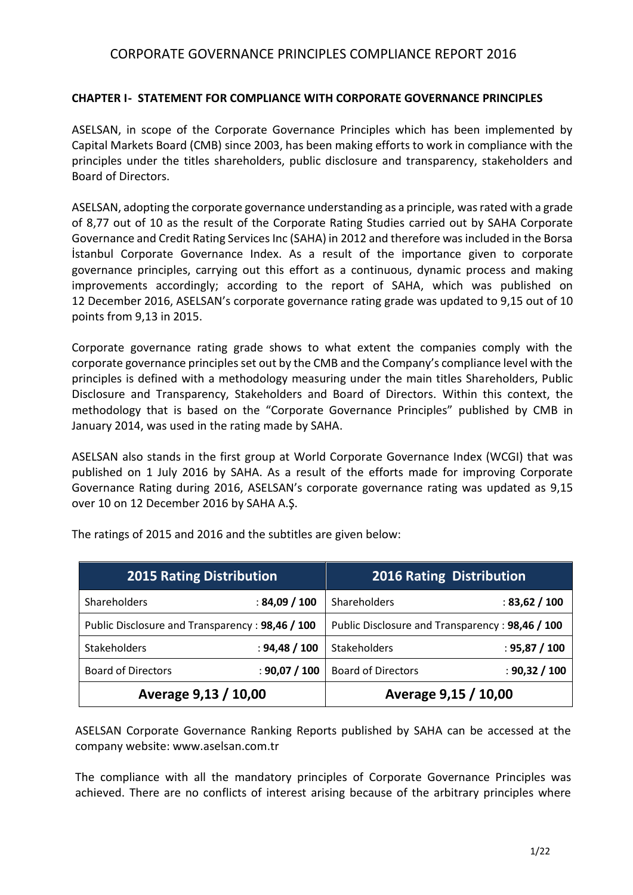# CORPORATE GOVERNANCE PRINCIPLES COMPLIANCE REPORT 2016

## CHAPTER I- STATEMENT FOR COMPLIANCE WITH CORPORATE GOVERNANCE PRINCIPLES

ASELSAN, in scope of the Corporate Governance Principles which has been implemented by Capital Markets Board (CMB) since 2003, has been making efforts to work in compliance with the principles under the titles shareholders, public disclosure and transparency, stakeholders and Board of Directors.

ASELSAN, adopting the corporate governance understanding as a principle, was rated with a grade of 8,77 out of 10 as the result of the Corporate Rating Studies carried out by SAHA Corporate Governance and Credit Rating Services Inc (SAHA) in 2012 and therefore was included in the Borsa İstanbul Corporate Governance Index. As a result of the importance given to corporate governance principles, carrying out this effort as a continuous, dynamic process and making improvements accordingly; according to the report of SAHA, which was published on 12 December 2016, ASELSAN's corporate governance rating grade was updated to 9,15 out of 10 points from 9,13 in 2015.

Corporate governance rating grade shows to what extent the companies comply with the corporate governance principles set out by the CMB and the Company's compliance level with the principles is defined with a methodology measuring under the main titles Shareholders, Public Disclosure and Transparency, Stakeholders and Board of Directors. Within this context, the methodology that is based on the "Corporate Governance Principles" published by CMB in January 2014, was used in the rating made by SAHA.

ASELSAN also stands in the first group at World Corporate Governance Index (WCGI) that was published on 1 July 2016 by SAHA. As a result of the efforts made for improving Corporate Governance Rating during 2016, ASELSAN's corporate governance rating was updated as 9,15 over 10 on 12 December 2016 by SAHA A.Ş.

The ratings of 2015 and 2016 and the subtitles are given below:

| 2015 Rating Distribution | | 2016 Rating Distribution | |
|---|---|---|---|
| Shareholders | : **84,09 / 100** | Shareholders | : **83,62 / 100** |
| Public Disclosure and Transparency | : **98,46 / 100** | Public Disclosure and Transparency | : **98,46 / 100** |
| Stakeholders | : **94,48 / 100** | Stakeholders | : **95,87 / 100** |
| Board of Directors | : **90,07 / 100** | Board of Directors | : **90,32 / 100** |
| **Average 9,13 / 10,00** | | **Average 9,15 / 10,00** | |

ASELSAN Corporate Governance Ranking Reports published by SAHA can be accessed at the company website: www.aselsan.com.tr

The compliance with all the mandatory principles of Corporate Governance Principles was achieved. There are no conflicts of interest arising because of the arbitrary principles where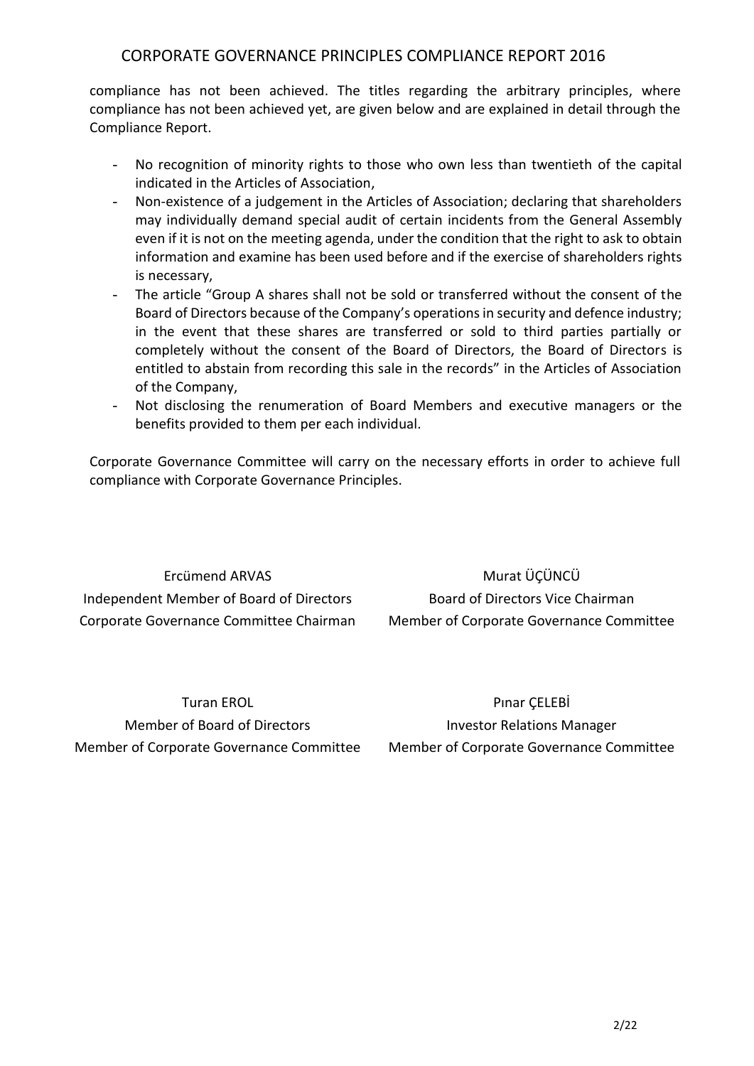compliance has not been achieved. The titles regarding the arbitrary principles, where compliance has not been achieved yet, are given below and are explained in detail through the Compliance Report.

- No recognition of minority rights to those who own less than twentieth of the capital indicated in the Articles of Association,
- Non-existence of a judgement in the Articles of Association; declaring that shareholders may individually demand special audit of certain incidents from the General Assembly even if it is not on the meeting agenda, under the condition that the right to ask to obtain information and examine has been used before and if the exercise of shareholders rights is necessary,
- The article "Group A shares shall not be sold or transferred without the consent of the Board of Directors because of the Company's operations in security and defence industry; in the event that these shares are transferred or sold to third parties partially or completely without the consent of the Board of Directors, the Board of Directors is entitled to abstain from recording this sale in the records" in the Articles of Association of the Company,
- Not disclosing the renumeration of Board Members and executive managers or the benefits provided to them per each individual.

Corporate Governance Committee will carry on the necessary efforts in order to achieve full compliance with Corporate Governance Principles.

Ercümend ARVAS
Independent Member of Board of Directors
Corporate Governance Committee Chairman

Murat ÜÇÜNCÜ
Board of Directors Vice Chairman
Member of Corporate Governance Committee

Turan EROL
Member of Board of Directors
Member of Corporate Governance Committee

Pınar ÇELEBİ
Investor Relations Manager
Member of Corporate Governance Committee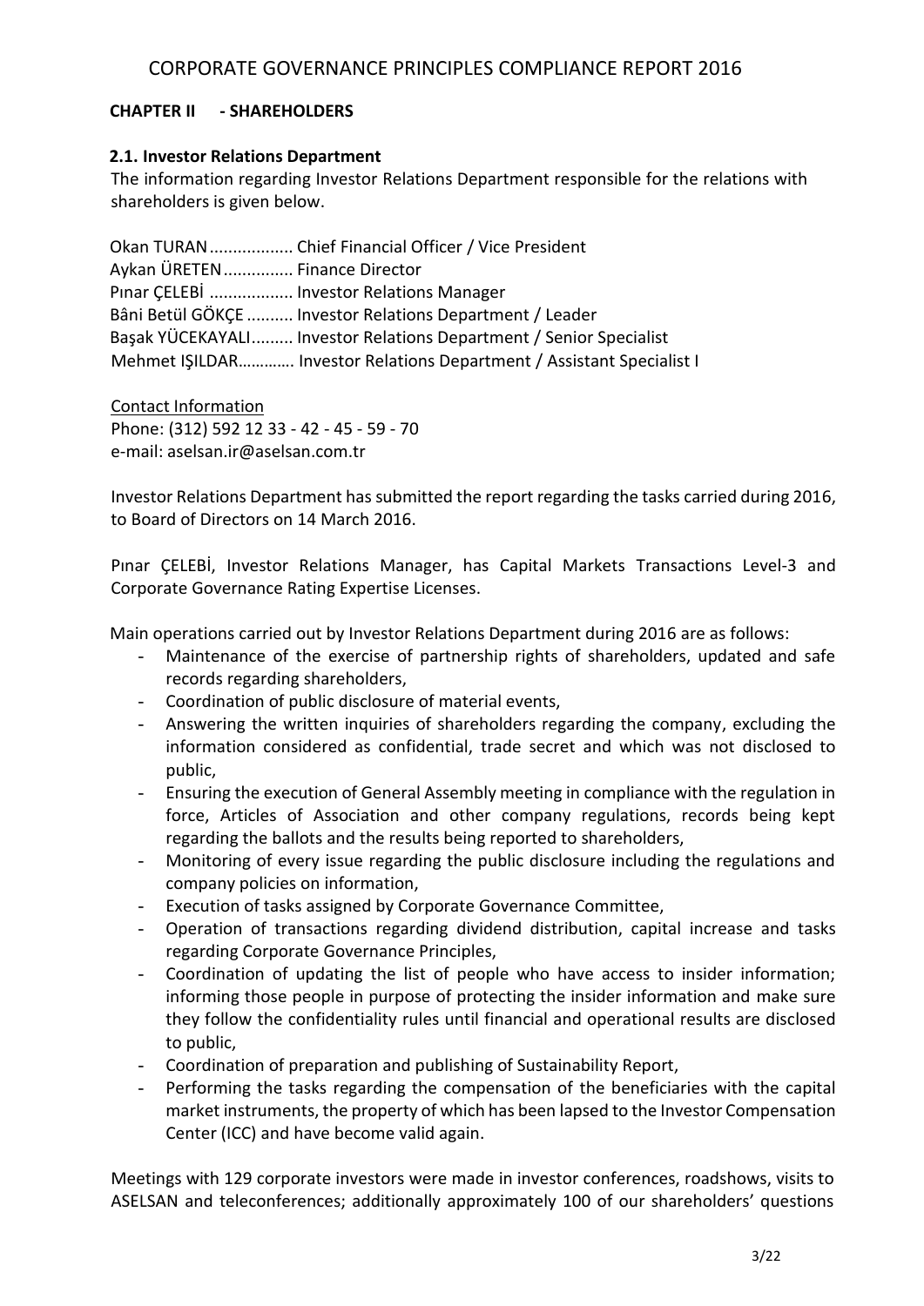## CHAPTER II - SHAREHOLDERS

### 2.1. Investor Relations Department

The information regarding Investor Relations Department responsible for the relations with shareholders is given below.

Okan TURAN.................. Chief Financial Officer / Vice President
Aykan ÜRETEN............... Finance Director
Pınar ÇELEBİ .................. Investor Relations Manager
Bâni Betül GÖKÇE .......... Investor Relations Department / Leader
Başak YÜCEKAYALI......... Investor Relations Department / Senior Specialist
Mehmet IŞILDAR…………. Investor Relations Department / Assistant Specialist I

Contact Information
Phone: (312) 592 12 33 - 42 - 45 - 59 - 70
e-mail: aselsan.ir@aselsan.com.tr

Investor Relations Department has submitted the report regarding the tasks carried during 2016, to Board of Directors on 14 March 2016.

Pınar ÇELEBİ, Investor Relations Manager, has Capital Markets Transactions Level-3 and Corporate Governance Rating Expertise Licenses.

Main operations carried out by Investor Relations Department during 2016 are as follows:

- Maintenance of the exercise of partnership rights of shareholders, updated and safe records regarding shareholders,
- Coordination of public disclosure of material events,
- Answering the written inquiries of shareholders regarding the company, excluding the information considered as confidential, trade secret and which was not disclosed to public,
- Ensuring the execution of General Assembly meeting in compliance with the regulation in force, Articles of Association and other company regulations, records being kept regarding the ballots and the results being reported to shareholders,
- Monitoring of every issue regarding the public disclosure including the regulations and company policies on information,
- Execution of tasks assigned by Corporate Governance Committee,
- Operation of transactions regarding dividend distribution, capital increase and tasks regarding Corporate Governance Principles,
- Coordination of updating the list of people who have access to insider information; informing those people in purpose of protecting the insider information and make sure they follow the confidentiality rules until financial and operational results are disclosed to public,
- Coordination of preparation and publishing of Sustainability Report,
- Performing the tasks regarding the compensation of the beneficiaries with the capital market instruments, the property of which has been lapsed to the Investor Compensation Center (ICC) and have become valid again.

Meetings with 129 corporate investors were made in investor conferences, roadshows, visits to ASELSAN and teleconferences; additionally approximately 100 of our shareholders' questions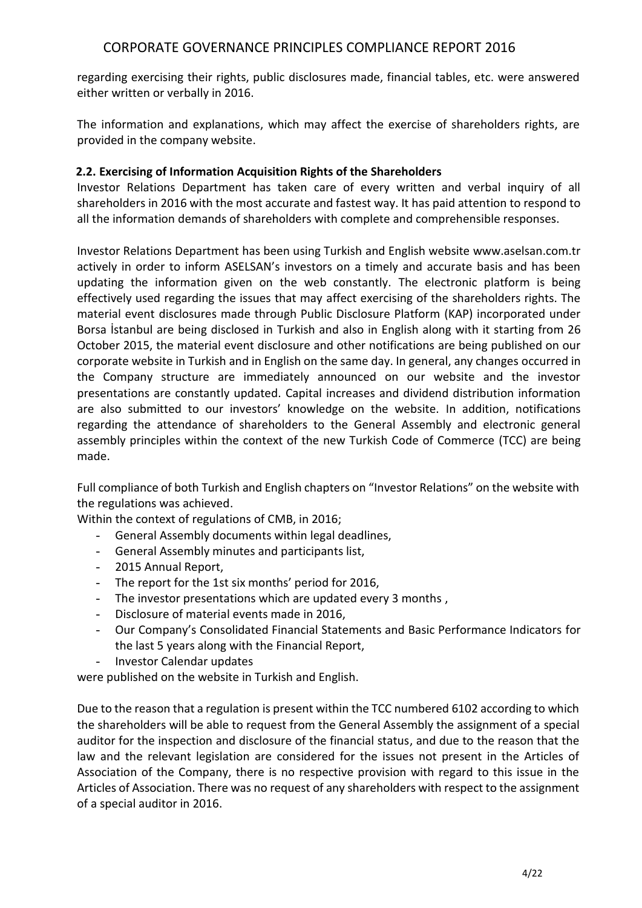regarding exercising their rights, public disclosures made, financial tables, etc. were answered either written or verbally in 2016.

The information and explanations, which may affect the exercise of shareholders rights, are provided in the company website.

### 2.2. Exercising of Information Acquisition Rights of the Shareholders

Investor Relations Department has taken care of every written and verbal inquiry of all shareholders in 2016 with the most accurate and fastest way. It has paid attention to respond to all the information demands of shareholders with complete and comprehensible responses.

Investor Relations Department has been using Turkish and English website www.aselsan.com.tr actively in order to inform ASELSAN's investors on a timely and accurate basis and has been updating the information given on the web constantly. The electronic platform is being effectively used regarding the issues that may affect exercising of the shareholders rights. The material event disclosures made through Public Disclosure Platform (KAP) incorporated under Borsa İstanbul are being disclosed in Turkish and also in English along with it starting from 26 October 2015, the material event disclosure and other notifications are being published on our corporate website in Turkish and in English on the same day. In general, any changes occurred in the Company structure are immediately announced on our website and the investor presentations are constantly updated. Capital increases and dividend distribution information are also submitted to our investors' knowledge on the website. In addition, notifications regarding the attendance of shareholders to the General Assembly and electronic general assembly principles within the context of the new Turkish Code of Commerce (TCC) are being made.

Full compliance of both Turkish and English chapters on "Investor Relations" on the website with the regulations was achieved.

Within the context of regulations of CMB, in 2016;

- General Assembly documents within legal deadlines,
- General Assembly minutes and participants list,
- 2015 Annual Report,
- The report for the 1st six months' period for 2016,
- The investor presentations which are updated every 3 months ,
- Disclosure of material events made in 2016,
- Our Company's Consolidated Financial Statements and Basic Performance Indicators for the last 5 years along with the Financial Report,
- Investor Calendar updates

were published on the website in Turkish and English.

Due to the reason that a regulation is present within the TCC numbered 6102 according to which the shareholders will be able to request from the General Assembly the assignment of a special auditor for the inspection and disclosure of the financial status, and due to the reason that the law and the relevant legislation are considered for the issues not present in the Articles of Association of the Company, there is no respective provision with regard to this issue in the Articles of Association. There was no request of any shareholders with respect to the assignment of a special auditor in 2016.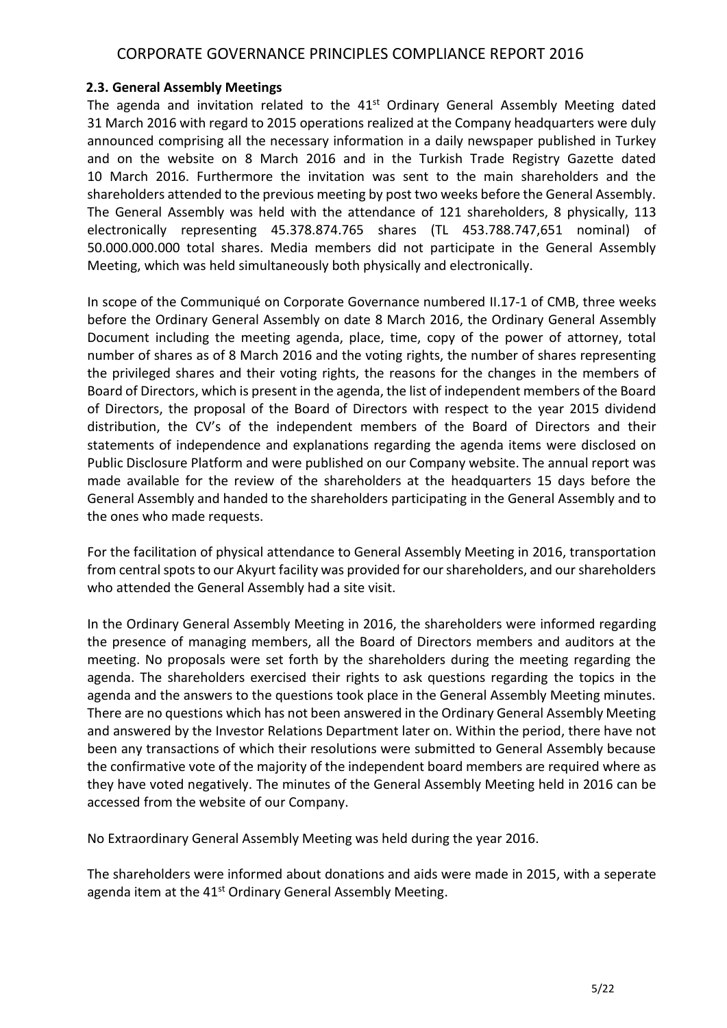### 2.3. General Assembly Meetings

The agenda and invitation related to the 41st Ordinary General Assembly Meeting dated 31 March 2016 with regard to 2015 operations realized at the Company headquarters were duly announced comprising all the necessary information in a daily newspaper published in Turkey and on the website on 8 March 2016 and in the Turkish Trade Registry Gazette dated 10 March 2016. Furthermore the invitation was sent to the main shareholders and the shareholders attended to the previous meeting by post two weeks before the General Assembly. The General Assembly was held with the attendance of 121 shareholders, 8 physically, 113 electronically representing 45.378.874.765 shares (TL 453.788.747,651 nominal) of 50.000.000.000 total shares. Media members did not participate in the General Assembly Meeting, which was held simultaneously both physically and electronically.

In scope of the Communiqué on Corporate Governance numbered II.17-1 of CMB, three weeks before the Ordinary General Assembly on date 8 March 2016, the Ordinary General Assembly Document including the meeting agenda, place, time, copy of the power of attorney, total number of shares as of 8 March 2016 and the voting rights, the number of shares representing the privileged shares and their voting rights, the reasons for the changes in the members of Board of Directors, which is present in the agenda, the list of independent members of the Board of Directors, the proposal of the Board of Directors with respect to the year 2015 dividend distribution, the CV's of the independent members of the Board of Directors and their statements of independence and explanations regarding the agenda items were disclosed on Public Disclosure Platform and were published on our Company website. The annual report was made available for the review of the shareholders at the headquarters 15 days before the General Assembly and handed to the shareholders participating in the General Assembly and to the ones who made requests.

For the facilitation of physical attendance to General Assembly Meeting in 2016, transportation from central spots to our Akyurt facility was provided for our shareholders, and our shareholders who attended the General Assembly had a site visit.

In the Ordinary General Assembly Meeting in 2016, the shareholders were informed regarding the presence of managing members, all the Board of Directors members and auditors at the meeting. No proposals were set forth by the shareholders during the meeting regarding the agenda. The shareholders exercised their rights to ask questions regarding the topics in the agenda and the answers to the questions took place in the General Assembly Meeting minutes. There are no questions which has not been answered in the Ordinary General Assembly Meeting and answered by the Investor Relations Department later on. Within the period, there have not been any transactions of which their resolutions were submitted to General Assembly because the confirmative vote of the majority of the independent board members are required where as they have voted negatively. The minutes of the General Assembly Meeting held in 2016 can be accessed from the website of our Company.

No Extraordinary General Assembly Meeting was held during the year 2016.

The shareholders were informed about donations and aids were made in 2015, with a seperate agenda item at the 41st Ordinary General Assembly Meeting.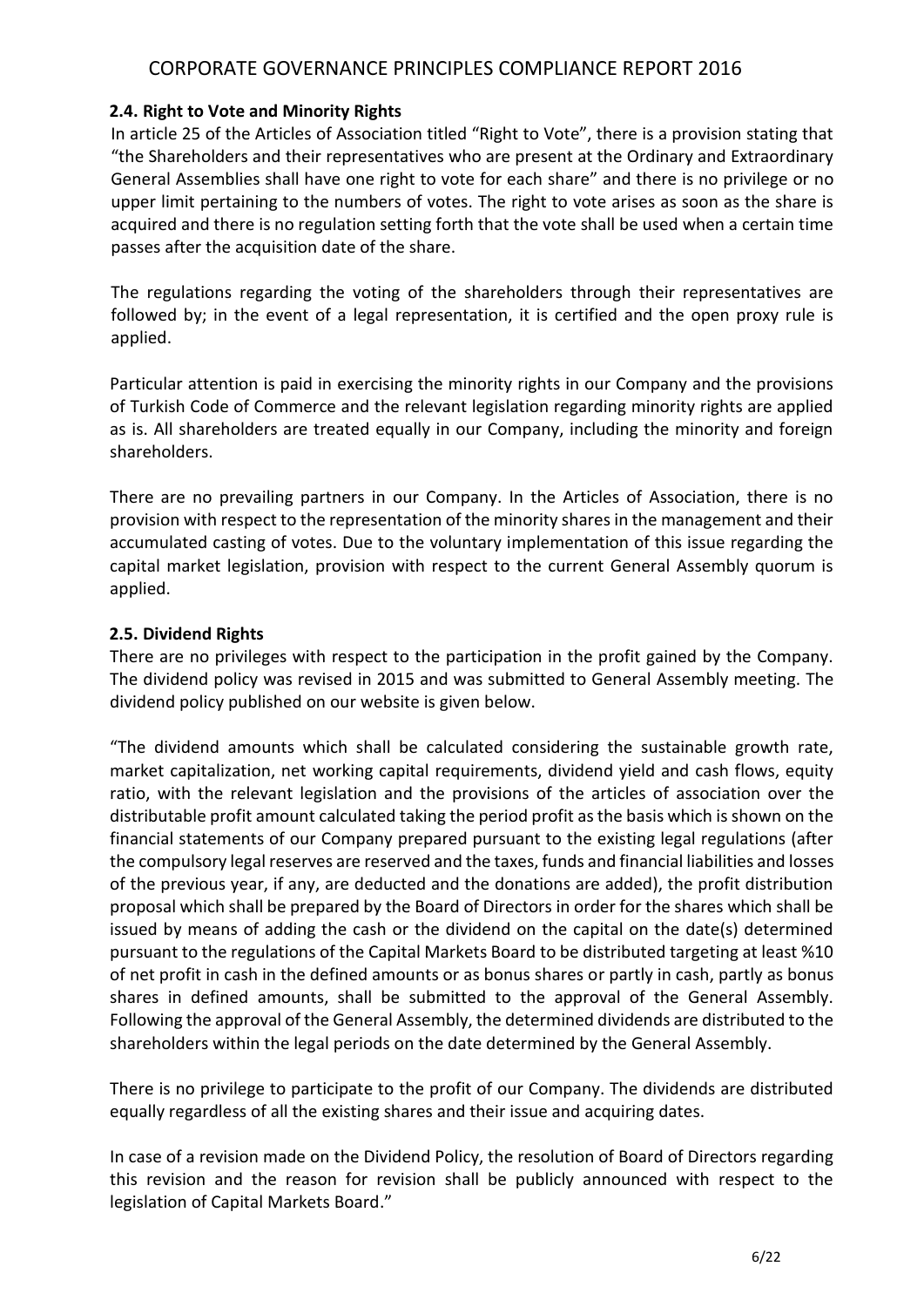### 2.4. Right to Vote and Minority Rights

In article 25 of the Articles of Association titled "Right to Vote", there is a provision stating that "the Shareholders and their representatives who are present at the Ordinary and Extraordinary General Assemblies shall have one right to vote for each share" and there is no privilege or no upper limit pertaining to the numbers of votes. The right to vote arises as soon as the share is acquired and there is no regulation setting forth that the vote shall be used when a certain time passes after the acquisition date of the share.

The regulations regarding the voting of the shareholders through their representatives are followed by; in the event of a legal representation, it is certified and the open proxy rule is applied.

Particular attention is paid in exercising the minority rights in our Company and the provisions of Turkish Code of Commerce and the relevant legislation regarding minority rights are applied as is. All shareholders are treated equally in our Company, including the minority and foreign shareholders.

There are no prevailing partners in our Company. In the Articles of Association, there is no provision with respect to the representation of the minority shares in the management and their accumulated casting of votes. Due to the voluntary implementation of this issue regarding the capital market legislation, provision with respect to the current General Assembly quorum is applied.

### 2.5. Dividend Rights

There are no privileges with respect to the participation in the profit gained by the Company. The dividend policy was revised in 2015 and was submitted to General Assembly meeting. The dividend policy published on our website is given below.

"The dividend amounts which shall be calculated considering the sustainable growth rate, market capitalization, net working capital requirements, dividend yield and cash flows, equity ratio, with the relevant legislation and the provisions of the articles of association over the distributable profit amount calculated taking the period profit as the basis which is shown on the financial statements of our Company prepared pursuant to the existing legal regulations (after the compulsory legal reserves are reserved and the taxes, funds and financial liabilities and losses of the previous year, if any, are deducted and the donations are added), the profit distribution proposal which shall be prepared by the Board of Directors in order for the shares which shall be issued by means of adding the cash or the dividend on the capital on the date(s) determined pursuant to the regulations of the Capital Markets Board to be distributed targeting at least %10 of net profit in cash in the defined amounts or as bonus shares or partly in cash, partly as bonus shares in defined amounts, shall be submitted to the approval of the General Assembly. Following the approval of the General Assembly, the determined dividends are distributed to the shareholders within the legal periods on the date determined by the General Assembly.

There is no privilege to participate to the profit of our Company. The dividends are distributed equally regardless of all the existing shares and their issue and acquiring dates.

In case of a revision made on the Dividend Policy, the resolution of Board of Directors regarding this revision and the reason for revision shall be publicly announced with respect to the legislation of Capital Markets Board."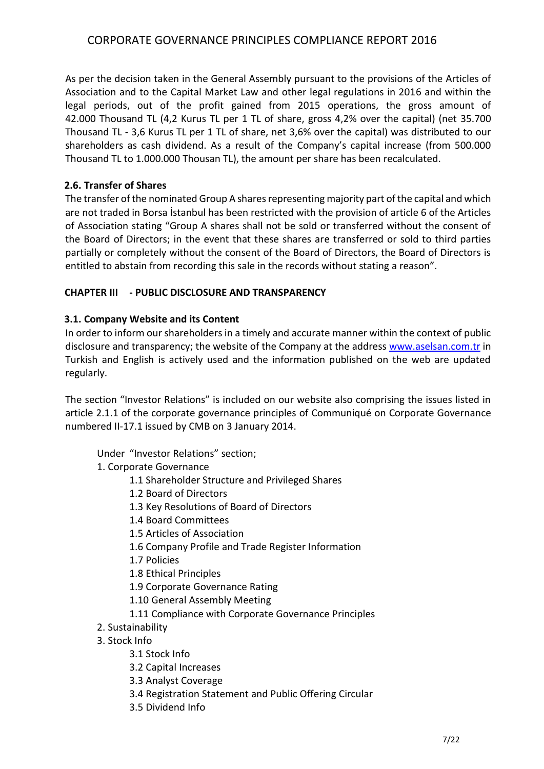As per the decision taken in the General Assembly pursuant to the provisions of the Articles of Association and to the Capital Market Law and other legal regulations in 2016 and within the legal periods, out of the profit gained from 2015 operations, the gross amount of 42.000 Thousand TL (4,2 Kurus TL per 1 TL of share, gross 4,2% over the capital) (net 35.700 Thousand TL - 3,6 Kurus TL per 1 TL of share, net 3,6% over the capital) was distributed to our shareholders as cash dividend. As a result of the Company's capital increase (from 500.000 Thousand TL to 1.000.000 Thousan TL), the amount per share has been recalculated.

### 2.6. Transfer of Shares

The transfer of the nominated Group A shares representing majority part of the capital and which are not traded in Borsa İstanbul has been restricted with the provision of article 6 of the Articles of Association stating "Group A shares shall not be sold or transferred without the consent of the Board of Directors; in the event that these shares are transferred or sold to third parties partially or completely without the consent of the Board of Directors, the Board of Directors is entitled to abstain from recording this sale in the records without stating a reason".

## CHAPTER III - PUBLIC DISCLOSURE AND TRANSPARENCY

### 3.1. Company Website and its Content

In order to inform our shareholders in a timely and accurate manner within the context of public disclosure and transparency; the website of the Company at the address [www.aselsan.com.tr](http://www.aselsan.com.tr) in Turkish and English is actively used and the information published on the web are updated regularly.

The section "Investor Relations" is included on our website also comprising the issues listed in article 2.1.1 of the corporate governance principles of Communiqué on Corporate Governance numbered II-17.1 issued by CMB on 3 January 2014.

Under "Investor Relations" section;

1. Corporate Governance
    - 1.1 Shareholder Structure and Privileged Shares
    - 1.2 Board of Directors
    - 1.3 Key Resolutions of Board of Directors
    - 1.4 Board Committees
    - 1.5 Articles of Association
    - 1.6 Company Profile and Trade Register Information
    - 1.7 Policies
    - 1.8 Ethical Principles
    - 1.9 Corporate Governance Rating
    - 1.10 General Assembly Meeting
    - 1.11 Compliance with Corporate Governance Principles
2. Sustainability
3. Stock Info
    - 3.1 Stock Info
    - 3.2 Capital Increases
    - 3.3 Analyst Coverage
    - 3.4 Registration Statement and Public Offering Circular
    - 3.5 Dividend Info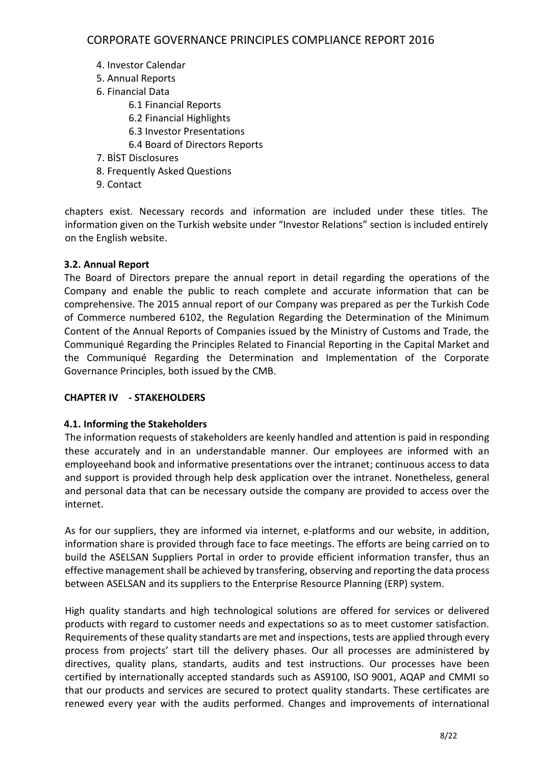4. Investor Calendar
5. Annual Reports
6. Financial Data
    6.1 Financial Reports
    6.2 Financial Highlights
    6.3 Investor Presentations
    6.4 Board of Directors Reports
7. BİST Disclosures
8. Frequently Asked Questions
9. Contact

chapters exist. Necessary records and information are included under these titles. The information given on the Turkish website under "Investor Relations" section is included entirely on the English website.

### 3.2. Annual Report

The Board of Directors prepare the annual report in detail regarding the operations of the Company and enable the public to reach complete and accurate information that can be comprehensive. The 2015 annual report of our Company was prepared as per the Turkish Code of Commerce numbered 6102, the Regulation Regarding the Determination of the Minimum Content of the Annual Reports of Companies issued by the Ministry of Customs and Trade, the Communiqué Regarding the Principles Related to Financial Reporting in the Capital Market and the Communiqué Regarding the Determination and Implementation of the Corporate Governance Principles, both issued by the CMB.

## CHAPTER IV - STAKEHOLDERS

### 4.1. Informing the Stakeholders

The information requests of stakeholders are keenly handled and attention is paid in responding these accurately and in an understandable manner. Our employees are informed with an employeehand book and informative presentations over the intranet; continuous access to data and support is provided through help desk application over the intranet. Nonetheless, general and personal data that can be necessary outside the company are provided to access over the internet.

As for our suppliers, they are informed via internet, e-platforms and our website, in addition, information share is provided through face to face meetings. The efforts are being carried on to build the ASELSAN Suppliers Portal in order to provide efficient information transfer, thus an effective management shall be achieved by transfering, observing and reporting the data process between ASELSAN and its suppliers to the Enterprise Resource Planning (ERP) system.

High quality standarts and high technological solutions are offered for services or delivered products with regard to customer needs and expectations so as to meet customer satisfaction. Requirements of these quality standarts are met and inspections, tests are applied through every process from projects' start till the delivery phases. Our all processes are administered by directives, quality plans, standarts, audits and test instructions. Our processes have been certified by internationally accepted standards such as AS9100, ISO 9001, AQAP and CMMI so that our products and services are secured to protect quality standarts. These certificates are renewed every year with the audits performed. Changes and improvements of international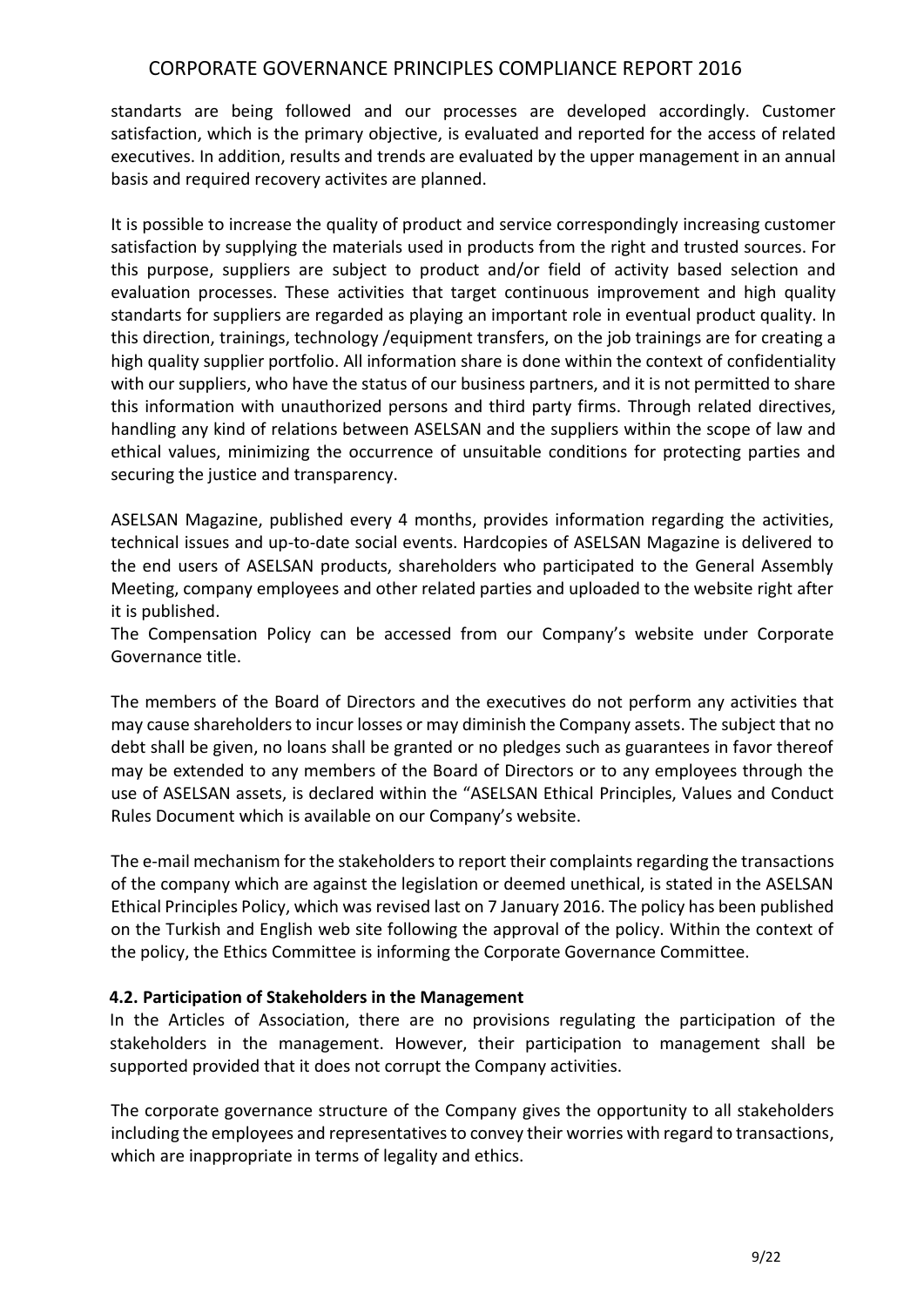standarts are being followed and our processes are developed accordingly. Customer satisfaction, which is the primary objective, is evaluated and reported for the access of related executives. In addition, results and trends are evaluated by the upper management in an annual basis and required recovery activites are planned.

It is possible to increase the quality of product and service correspondingly increasing customer satisfaction by supplying the materials used in products from the right and trusted sources. For this purpose, suppliers are subject to product and/or field of activity based selection and evaluation processes. These activities that target continuous improvement and high quality standarts for suppliers are regarded as playing an important role in eventual product quality. In this direction, trainings, technology /equipment transfers, on the job trainings are for creating a high quality supplier portfolio. All information share is done within the context of confidentiality with our suppliers, who have the status of our business partners, and it is not permitted to share this information with unauthorized persons and third party firms. Through related directives, handling any kind of relations between ASELSAN and the suppliers within the scope of law and ethical values, minimizing the occurrence of unsuitable conditions for protecting parties and securing the justice and transparency.

ASELSAN Magazine, published every 4 months, provides information regarding the activities, technical issues and up-to-date social events. Hardcopies of ASELSAN Magazine is delivered to the end users of ASELSAN products, shareholders who participated to the General Assembly Meeting, company employees and other related parties and uploaded to the website right after it is published.

The Compensation Policy can be accessed from our Company's website under Corporate Governance title.

The members of the Board of Directors and the executives do not perform any activities that may cause shareholders to incur losses or may diminish the Company assets. The subject that no debt shall be given, no loans shall be granted or no pledges such as guarantees in favor thereof may be extended to any members of the Board of Directors or to any employees through the use of ASELSAN assets, is declared within the "ASELSAN Ethical Principles, Values and Conduct Rules Document which is available on our Company's website.

The e-mail mechanism for the stakeholders to report their complaints regarding the transactions of the company which are against the legislation or deemed unethical, is stated in the ASELSAN Ethical Principles Policy, which was revised last on 7 January 2016. The policy has been published on the Turkish and English web site following the approval of the policy. Within the context of the policy, the Ethics Committee is informing the Corporate Governance Committee.

**4.2. Participation of Stakeholders in the Management**

In the Articles of Association, there are no provisions regulating the participation of the stakeholders in the management. However, their participation to management shall be supported provided that it does not corrupt the Company activities.

The corporate governance structure of the Company gives the opportunity to all stakeholders including the employees and representatives to convey their worries with regard to transactions, which are inappropriate in terms of legality and ethics.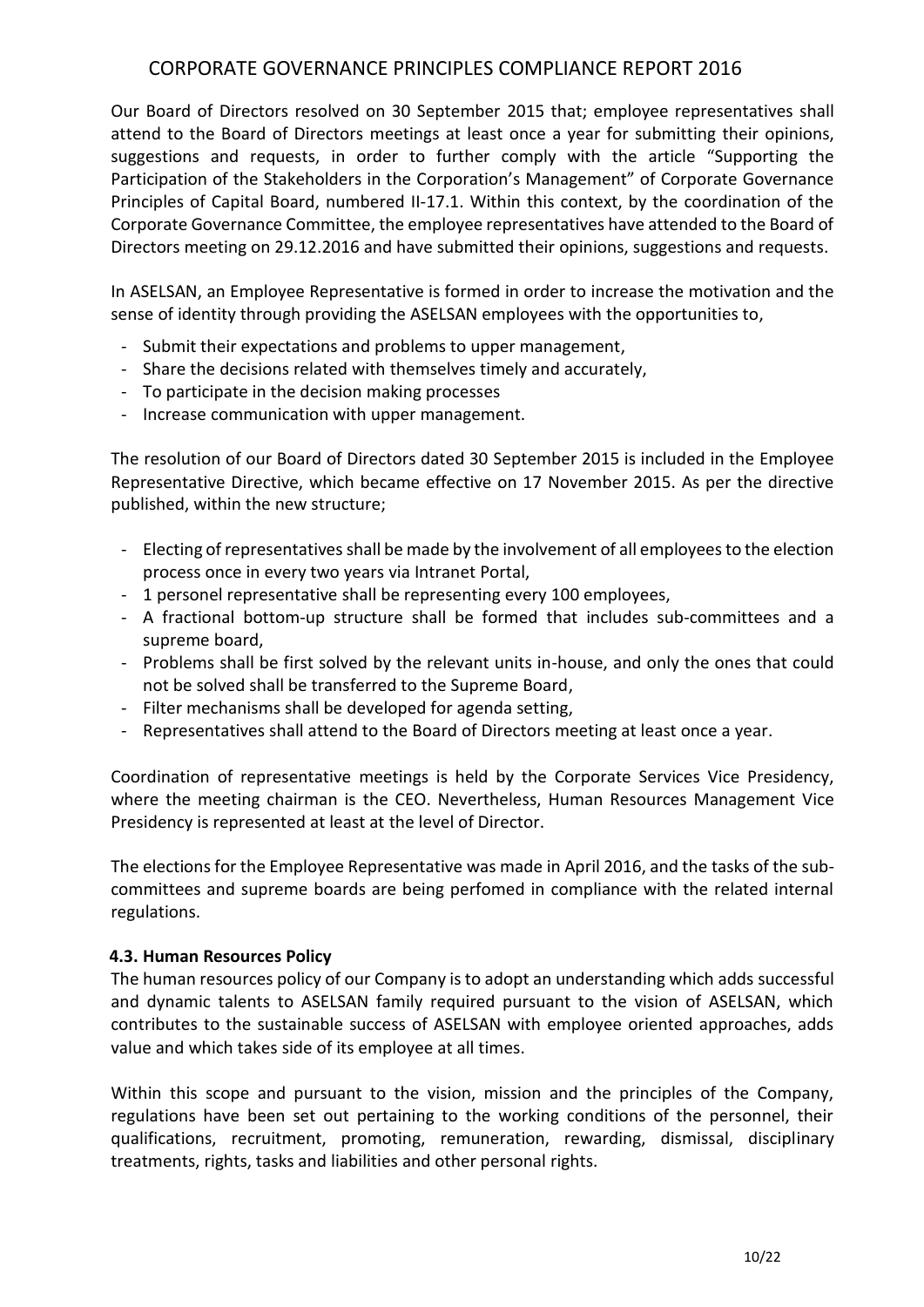Our Board of Directors resolved on 30 September 2015 that; employee representatives shall attend to the Board of Directors meetings at least once a year for submitting their opinions, suggestions and requests, in order to further comply with the article "Supporting the Participation of the Stakeholders in the Corporation's Management" of Corporate Governance Principles of Capital Board, numbered II-17.1. Within this context, by the coordination of the Corporate Governance Committee, the employee representatives have attended to the Board of Directors meeting on 29.12.2016 and have submitted their opinions, suggestions and requests.

In ASELSAN, an Employee Representative is formed in order to increase the motivation and the sense of identity through providing the ASELSAN employees with the opportunities to,

- Submit their expectations and problems to upper management,
- Share the decisions related with themselves timely and accurately,
- To participate in the decision making processes
- Increase communication with upper management.

The resolution of our Board of Directors dated 30 September 2015 is included in the Employee Representative Directive, which became effective on 17 November 2015. As per the directive published, within the new structure;

- Electing of representatives shall be made by the involvement of all employees to the election process once in every two years via Intranet Portal,
- 1 personel representative shall be representing every 100 employees,
- A fractional bottom-up structure shall be formed that includes sub-committees and a supreme board,
- Problems shall be first solved by the relevant units in-house, and only the ones that could not be solved shall be transferred to the Supreme Board,
- Filter mechanisms shall be developed for agenda setting,
- Representatives shall attend to the Board of Directors meeting at least once a year.

Coordination of representative meetings is held by the Corporate Services Vice Presidency, where the meeting chairman is the CEO. Nevertheless, Human Resources Management Vice Presidency is represented at least at the level of Director.

The elections for the Employee Representative was made in April 2016, and the tasks of the sub-committees and supreme boards are being perfomed in compliance with the related internal regulations.

### 4.3. Human Resources Policy

The human resources policy of our Company is to adopt an understanding which adds successful and dynamic talents to ASELSAN family required pursuant to the vision of ASELSAN, which contributes to the sustainable success of ASELSAN with employee oriented approaches, adds value and which takes side of its employee at all times.

Within this scope and pursuant to the vision, mission and the principles of the Company, regulations have been set out pertaining to the working conditions of the personnel, their qualifications, recruitment, promoting, remuneration, rewarding, dismissal, disciplinary treatments, rights, tasks and liabilities and other personal rights.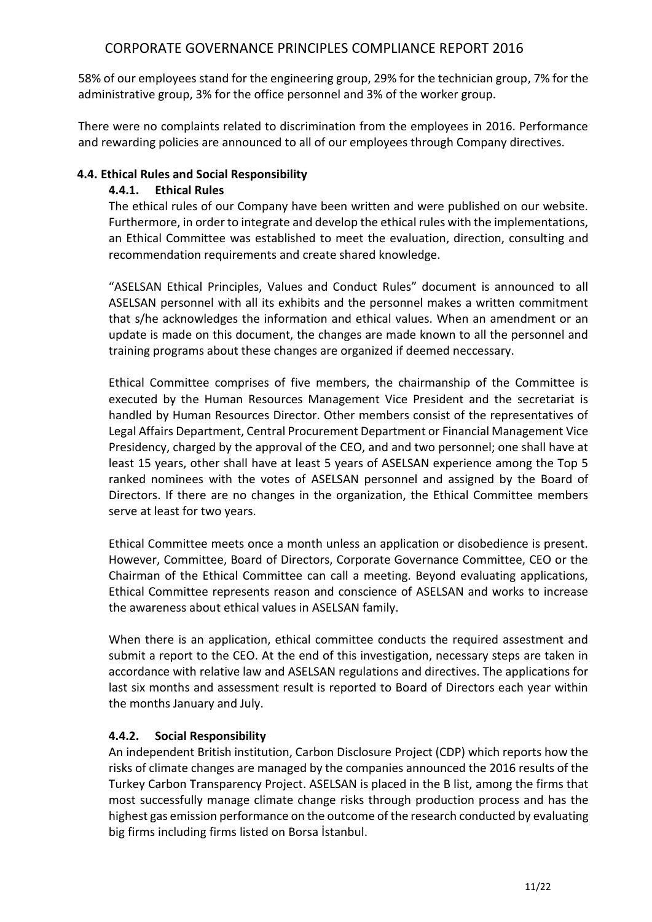58% of our employees stand for the engineering group, 29% for the technician group, 7% for the administrative group, 3% for the office personnel and 3% of the worker group.

There were no complaints related to discrimination from the employees in 2016. Performance and rewarding policies are announced to all of our employees through Company directives.

## 4.4. Ethical Rules and Social Responsibility

### 4.4.1. Ethical Rules

The ethical rules of our Company have been written and were published on our website. Furthermore, in order to integrate and develop the ethical rules with the implementations, an Ethical Committee was established to meet the evaluation, direction, consulting and recommendation requirements and create shared knowledge.

"ASELSAN Ethical Principles, Values and Conduct Rules" document is announced to all ASELSAN personnel with all its exhibits and the personnel makes a written commitment that s/he acknowledges the information and ethical values. When an amendment or an update is made on this document, the changes are made known to all the personnel and training programs about these changes are organized if deemed neccessary.

Ethical Committee comprises of five members, the chairmanship of the Committee is executed by the Human Resources Management Vice President and the secretariat is handled by Human Resources Director. Other members consist of the representatives of Legal Affairs Department, Central Procurement Department or Financial Management Vice Presidency, charged by the approval of the CEO, and and two personnel; one shall have at least 15 years, other shall have at least 5 years of ASELSAN experience among the Top 5 ranked nominees with the votes of ASELSAN personnel and assigned by the Board of Directors. If there are no changes in the organization, the Ethical Committee members serve at least for two years.

Ethical Committee meets once a month unless an application or disobedience is present. However, Committee, Board of Directors, Corporate Governance Committee, CEO or the Chairman of the Ethical Committee can call a meeting. Beyond evaluating applications, Ethical Committee represents reason and conscience of ASELSAN and works to increase the awareness about ethical values in ASELSAN family.

When there is an application, ethical committee conducts the required assestment and submit a report to the CEO. At the end of this investigation, necessary steps are taken in accordance with relative law and ASELSAN regulations and directives. The applications for last six months and assessment result is reported to Board of Directors each year within the months January and July.

### 4.4.2. Social Responsibility

An independent British institution, Carbon Disclosure Project (CDP) which reports how the risks of climate changes are managed by the companies announced the 2016 results of the Turkey Carbon Transparency Project. ASELSAN is placed in the B list, among the firms that most successfully manage climate change risks through production process and has the highest gas emission performance on the outcome of the research conducted by evaluating big firms including firms listed on Borsa İstanbul.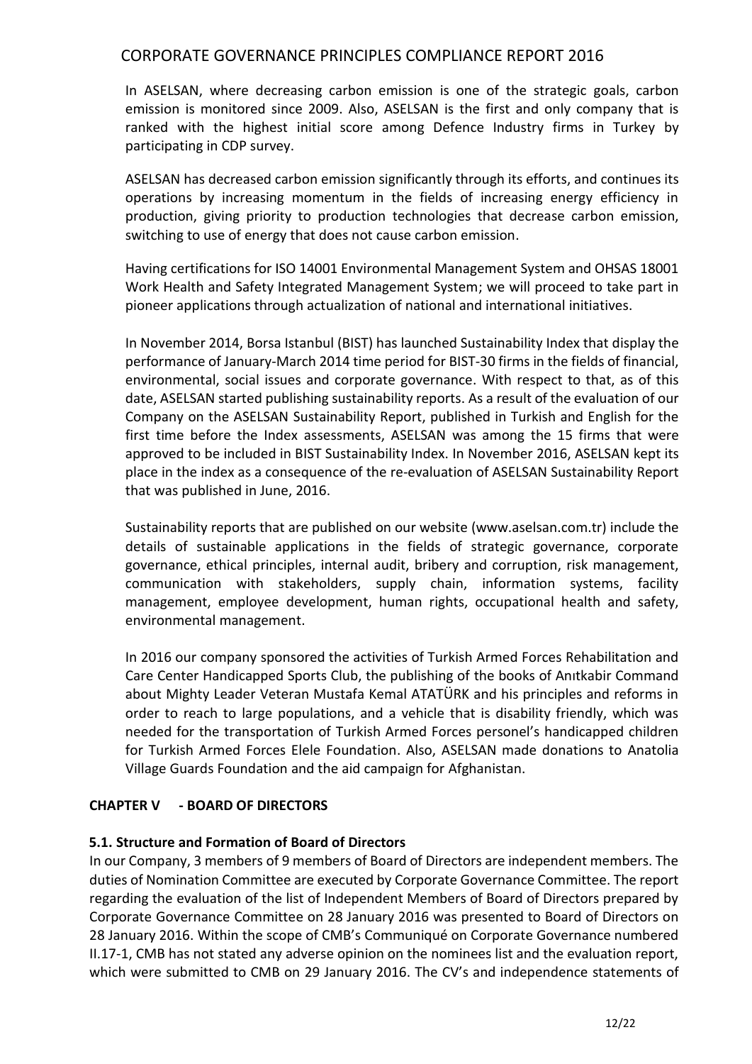In ASELSAN, where decreasing carbon emission is one of the strategic goals, carbon emission is monitored since 2009. Also, ASELSAN is the first and only company that is ranked with the highest initial score among Defence Industry firms in Turkey by participating in CDP survey.

ASELSAN has decreased carbon emission significantly through its efforts, and continues its operations by increasing momentum in the fields of increasing energy efficiency in production, giving priority to production technologies that decrease carbon emission, switching to use of energy that does not cause carbon emission.

Having certifications for ISO 14001 Environmental Management System and OHSAS 18001 Work Health and Safety Integrated Management System; we will proceed to take part in pioneer applications through actualization of national and international initiatives.

In November 2014, Borsa Istanbul (BIST) has launched Sustainability Index that display the performance of January-March 2014 time period for BIST-30 firms in the fields of financial, environmental, social issues and corporate governance. With respect to that, as of this date, ASELSAN started publishing sustainability reports. As a result of the evaluation of our Company on the ASELSAN Sustainability Report, published in Turkish and English for the first time before the Index assessments, ASELSAN was among the 15 firms that were approved to be included in BIST Sustainability Index. In November 2016, ASELSAN kept its place in the index as a consequence of the re-evaluation of ASELSAN Sustainability Report that was published in June, 2016.

Sustainability reports that are published on our website (www.aselsan.com.tr) include the details of sustainable applications in the fields of strategic governance, corporate governance, ethical principles, internal audit, bribery and corruption, risk management, communication with stakeholders, supply chain, information systems, facility management, employee development, human rights, occupational health and safety, environmental management.

In 2016 our company sponsored the activities of Turkish Armed Forces Rehabilitation and Care Center Handicapped Sports Club, the publishing of the books of Anıtkabir Command about Mighty Leader Veteran Mustafa Kemal ATATÜRK and his principles and reforms in order to reach to large populations, and a vehicle that is disability friendly, which was needed for the transportation of Turkish Armed Forces personel's handicapped children for Turkish Armed Forces Elele Foundation. Also, ASELSAN made donations to Anatolia Village Guards Foundation and the aid campaign for Afghanistan.

## CHAPTER V - BOARD OF DIRECTORS

### 5.1. Structure and Formation of Board of Directors

In our Company, 3 members of 9 members of Board of Directors are independent members. The duties of Nomination Committee are executed by Corporate Governance Committee. The report regarding the evaluation of the list of Independent Members of Board of Directors prepared by Corporate Governance Committee on 28 January 2016 was presented to Board of Directors on 28 January 2016. Within the scope of CMB's Communiqué on Corporate Governance numbered II.17-1, CMB has not stated any adverse opinion on the nominees list and the evaluation report, which were submitted to CMB on 29 January 2016. The CV's and independence statements of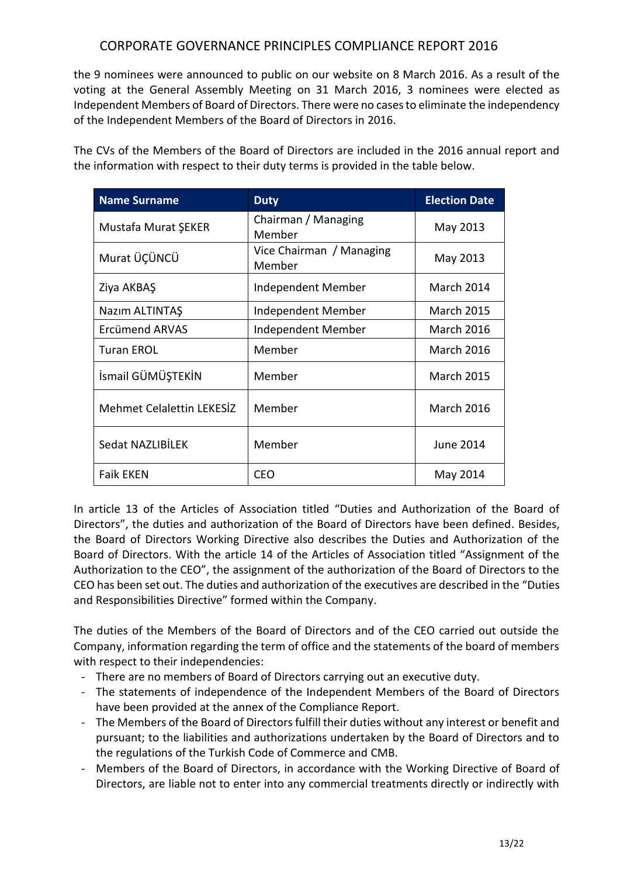the 9 nominees were announced to public on our website on 8 March 2016. As a result of the voting at the General Assembly Meeting on 31 March 2016, 3 nominees were elected as Independent Members of Board of Directors. There were no cases to eliminate the independency of the Independent Members of the Board of Directors in 2016.

The CVs of the Members of the Board of Directors are included in the 2016 annual report and the information with respect to their duty terms is provided in the table below.

| Name Surname | Duty | Election Date |
|---|---|---|
| Mustafa Murat ŞEKER | Chairman / Managing Member | May 2013 |
| Murat ÜÇÜNCÜ | Vice Chairman / Managing Member | May 2013 |
| Ziya AKBAŞ | Independent Member | March 2014 |
| Nazım ALTINTAŞ | Independent Member | March 2015 |
| Ercümend ARVAS | Independent Member | March 2016 |
| Turan EROL | Member | March 2016 |
| İsmail GÜMÜŞTEKİN | Member | March 2015 |
| Mehmet Celalettin LEKESİZ | Member | March 2016 |
| Sedat NAZLIBİLEK | Member | June 2014 |
| Faik EKEN | CEO | May 2014 |

In article 13 of the Articles of Association titled "Duties and Authorization of the Board of Directors", the duties and authorization of the Board of Directors have been defined. Besides, the Board of Directors Working Directive also describes the Duties and Authorization of the Board of Directors. With the article 14 of the Articles of Association titled "Assignment of the Authorization to the CEO", the assignment of the authorization of the Board of Directors to the CEO has been set out. The duties and authorization of the executives are described in the "Duties and Responsibilities Directive" formed within the Company.

The duties of the Members of the Board of Directors and of the CEO carried out outside the Company, information regarding the term of office and the statements of the board of members with respect to their independencies:

- There are no members of Board of Directors carrying out an executive duty.
- The statements of independence of the Independent Members of the Board of Directors have been provided at the annex of the Compliance Report.
- The Members of the Board of Directors fulfill their duties without any interest or benefit and pursuant; to the liabilities and authorizations undertaken by the Board of Directors and to the regulations of the Turkish Code of Commerce and CMB.
- Members of the Board of Directors, in accordance with the Working Directive of Board of Directors, are liable not to enter into any commercial treatments directly or indirectly with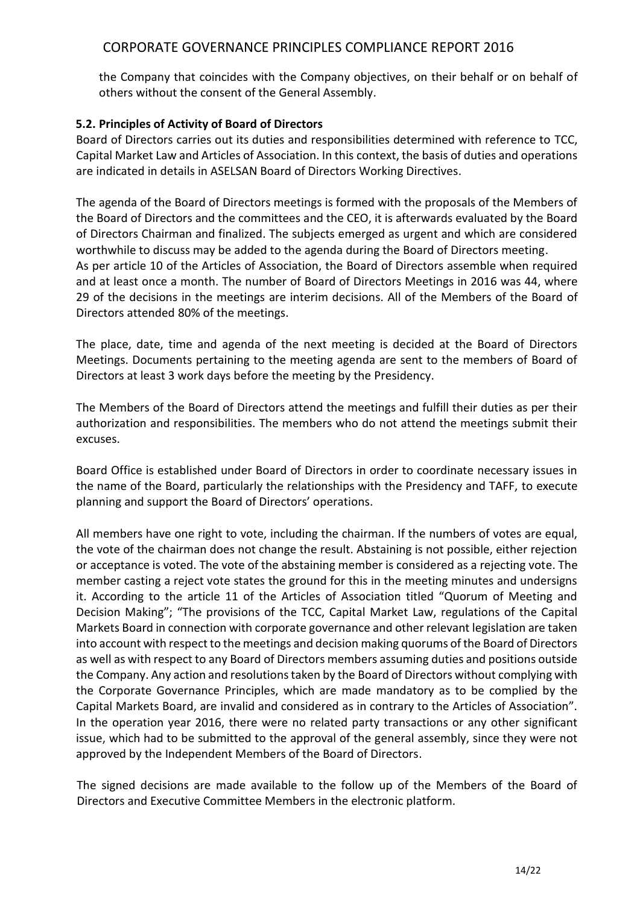the Company that coincides with the Company objectives, on their behalf or on behalf of others without the consent of the General Assembly.

### 5.2. Principles of Activity of Board of Directors

Board of Directors carries out its duties and responsibilities determined with reference to TCC, Capital Market Law and Articles of Association. In this context, the basis of duties and operations are indicated in details in ASELSAN Board of Directors Working Directives.

The agenda of the Board of Directors meetings is formed with the proposals of the Members of the Board of Directors and the committees and the CEO, it is afterwards evaluated by the Board of Directors Chairman and finalized. The subjects emerged as urgent and which are considered worthwhile to discuss may be added to the agenda during the Board of Directors meeting.
As per article 10 of the Articles of Association, the Board of Directors assemble when required and at least once a month. The number of Board of Directors Meetings in 2016 was 44, where 29 of the decisions in the meetings are interim decisions. All of the Members of the Board of Directors attended 80% of the meetings.

The place, date, time and agenda of the next meeting is decided at the Board of Directors Meetings. Documents pertaining to the meeting agenda are sent to the members of Board of Directors at least 3 work days before the meeting by the Presidency.

The Members of the Board of Directors attend the meetings and fulfill their duties as per their authorization and responsibilities. The members who do not attend the meetings submit their excuses.

Board Office is established under Board of Directors in order to coordinate necessary issues in the name of the Board, particularly the relationships with the Presidency and TAFF, to execute planning and support the Board of Directors' operations.

All members have one right to vote, including the chairman. If the numbers of votes are equal, the vote of the chairman does not change the result. Abstaining is not possible, either rejection or acceptance is voted. The vote of the abstaining member is considered as a rejecting vote. The member casting a reject vote states the ground for this in the meeting minutes and undersigns it. According to the article 11 of the Articles of Association titled "Quorum of Meeting and Decision Making"; "The provisions of the TCC, Capital Market Law, regulations of the Capital Markets Board in connection with corporate governance and other relevant legislation are taken into account with respect to the meetings and decision making quorums of the Board of Directors as well as with respect to any Board of Directors members assuming duties and positions outside the Company. Any action and resolutions taken by the Board of Directors without complying with the Corporate Governance Principles, which are made mandatory as to be complied by the Capital Markets Board, are invalid and considered as in contrary to the Articles of Association". In the operation year 2016, there were no related party transactions or any other significant issue, which had to be submitted to the approval of the general assembly, since they were not approved by the Independent Members of the Board of Directors.

The signed decisions are made available to the follow up of the Members of the Board of Directors and Executive Committee Members in the electronic platform.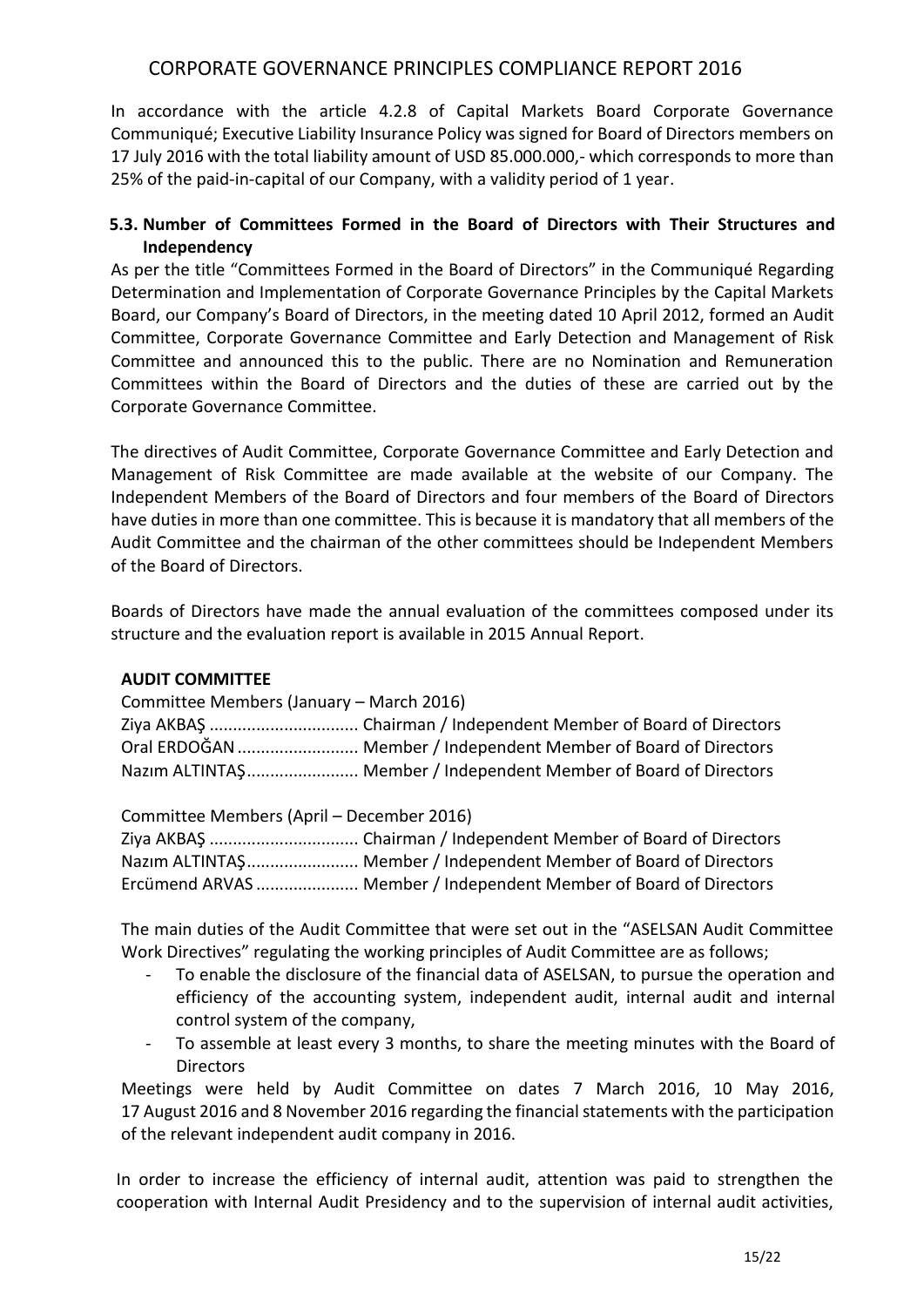In accordance with the article 4.2.8 of Capital Markets Board Corporate Governance Communiqué; Executive Liability Insurance Policy was signed for Board of Directors members on 17 July 2016 with the total liability amount of USD 85.000.000,- which corresponds to more than 25% of the paid-in-capital of our Company, with a validity period of 1 year.

### 5.3. Number of Committees Formed in the Board of Directors with Their Structures and Independency

As per the title "Committees Formed in the Board of Directors" in the Communiqué Regarding Determination and Implementation of Corporate Governance Principles by the Capital Markets Board, our Company's Board of Directors, in the meeting dated 10 April 2012, formed an Audit Committee, Corporate Governance Committee and Early Detection and Management of Risk Committee and announced this to the public. There are no Nomination and Remuneration Committees within the Board of Directors and the duties of these are carried out by the Corporate Governance Committee.

The directives of Audit Committee, Corporate Governance Committee and Early Detection and Management of Risk Committee are made available at the website of our Company. The Independent Members of the Board of Directors and four members of the Board of Directors have duties in more than one committee. This is because it is mandatory that all members of the Audit Committee and the chairman of the other committees should be Independent Members of the Board of Directors.

Boards of Directors have made the annual evaluation of the committees composed under its structure and the evaluation report is available in 2015 Annual Report.

**AUDIT COMMITTEE**

Committee Members (January – March 2016)

Ziya AKBAŞ ................................ Chairman / Independent Member of Board of Directors
Oral ERDOĞAN .......................... Member / Independent Member of Board of Directors
Nazım ALTINTAŞ........................ Member / Independent Member of Board of Directors

Committee Members (April – December 2016)

Ziya AKBAŞ ................................ Chairman / Independent Member of Board of Directors
Nazım ALTINTAŞ........................ Member / Independent Member of Board of Directors
Ercümend ARVAS ...................... Member / Independent Member of Board of Directors

The main duties of the Audit Committee that were set out in the "ASELSAN Audit Committee Work Directives" regulating the working principles of Audit Committee are as follows;

- To enable the disclosure of the financial data of ASELSAN, to pursue the operation and efficiency of the accounting system, independent audit, internal audit and internal control system of the company,
- To assemble at least every 3 months, to share the meeting minutes with the Board of Directors

Meetings were held by Audit Committee on dates 7 March 2016, 10 May 2016, 17 August 2016 and 8 November 2016 regarding the financial statements with the participation of the relevant independent audit company in 2016.

In order to increase the efficiency of internal audit, attention was paid to strengthen the cooperation with Internal Audit Presidency and to the supervision of internal audit activities,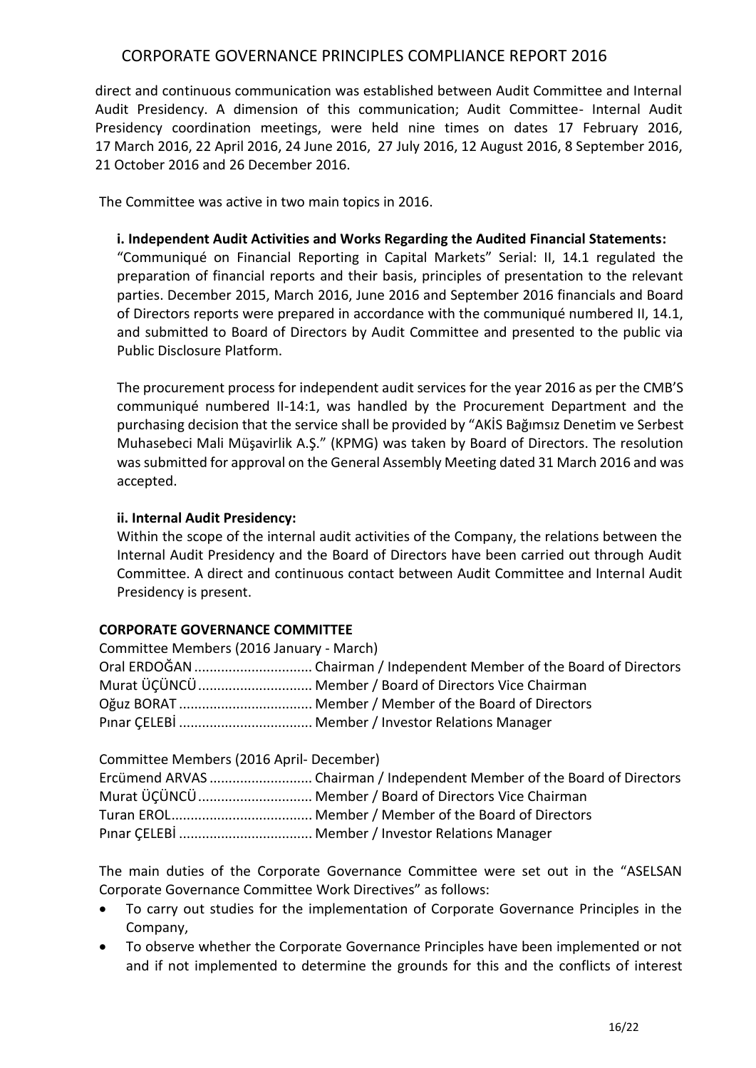direct and continuous communication was established between Audit Committee and Internal Audit Presidency. A dimension of this communication; Audit Committee- Internal Audit Presidency coordination meetings, were held nine times on dates 17 February 2016, 17 March 2016, 22 April 2016, 24 June 2016, 27 July 2016, 12 August 2016, 8 September 2016, 21 October 2016 and 26 December 2016.

The Committee was active in two main topics in 2016.

**i. Independent Audit Activities and Works Regarding the Audited Financial Statements:**

"Communiqué on Financial Reporting in Capital Markets" Serial: II, 14.1 regulated the preparation of financial reports and their basis, principles of presentation to the relevant parties. December 2015, March 2016, June 2016 and September 2016 financials and Board of Directors reports were prepared in accordance with the communiqué numbered II, 14.1, and submitted to Board of Directors by Audit Committee and presented to the public via Public Disclosure Platform.

The procurement process for independent audit services for the year 2016 as per the CMB'S communiqué numbered II-14:1, was handled by the Procurement Department and the purchasing decision that the service shall be provided by "AKİS Bağımsız Denetim ve Serbest Muhasebeci Mali Müşavirlik A.Ş." (KPMG) was taken by Board of Directors. The resolution was submitted for approval on the General Assembly Meeting dated 31 March 2016 and was accepted.

**ii. Internal Audit Presidency:**

Within the scope of the internal audit activities of the Company, the relations between the Internal Audit Presidency and the Board of Directors have been carried out through Audit Committee. A direct and continuous contact between Audit Committee and Internal Audit Presidency is present.

**CORPORATE GOVERNANCE COMMITTEE**

Committee Members (2016 January - March)

Oral ERDOĞAN .............................. Chairman / Independent Member of the Board of Directors
Murat ÜÇÜNCÜ ............................. Member / Board of Directors Vice Chairman
Oğuz BORAT .................................. Member / Member of the Board of Directors
Pınar ÇELEBİ .................................. Member / Investor Relations Manager

Committee Members (2016 April- December)

Ercümend ARVAS .......................... Chairman / Independent Member of the Board of Directors
Murat ÜÇÜNCÜ ............................. Member / Board of Directors Vice Chairman
Turan EROL.................................... Member / Member of the Board of Directors
Pınar ÇELEBİ .................................. Member / Investor Relations Manager

The main duties of the Corporate Governance Committee were set out in the "ASELSAN Corporate Governance Committee Work Directives" as follows:

- To carry out studies for the implementation of Corporate Governance Principles in the Company,
- To observe whether the Corporate Governance Principles have been implemented or not and if not implemented to determine the grounds for this and the conflicts of interest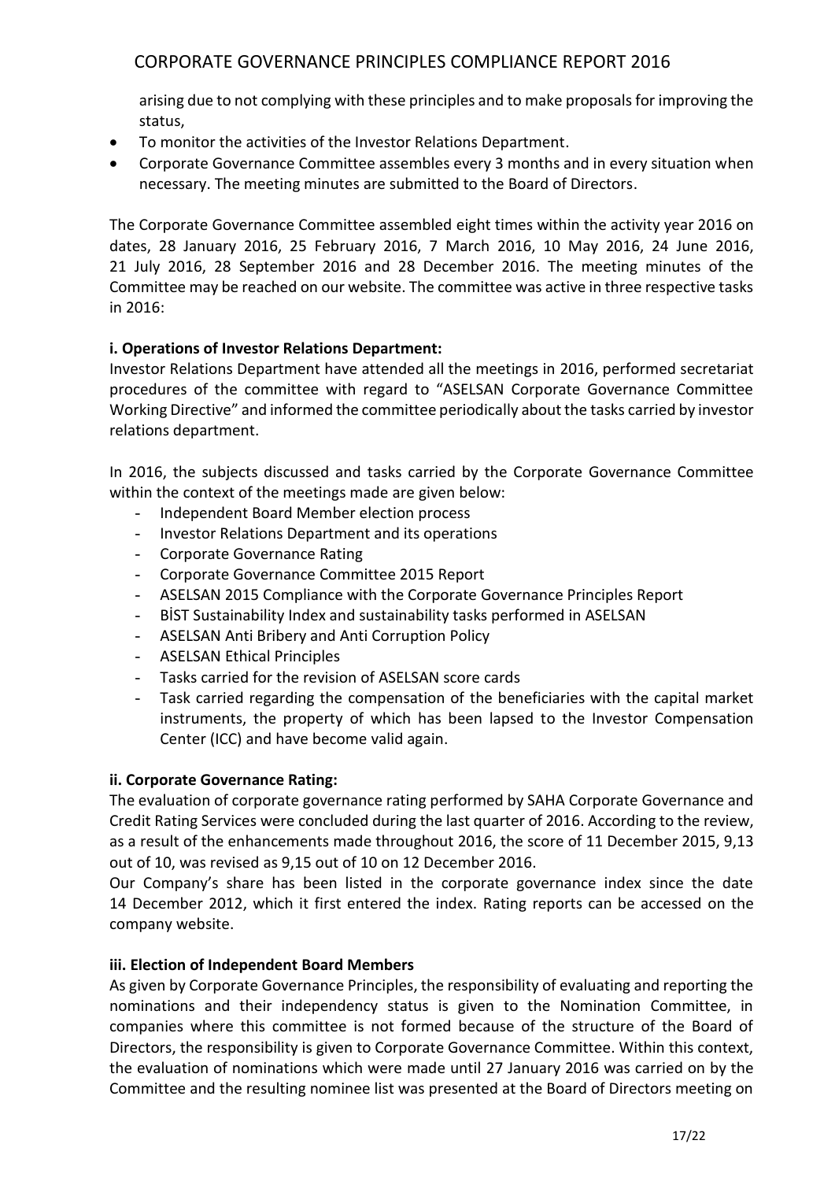arising due to not complying with these principles and to make proposals for improving the status,

- To monitor the activities of the Investor Relations Department.
- Corporate Governance Committee assembles every 3 months and in every situation when necessary. The meeting minutes are submitted to the Board of Directors.

The Corporate Governance Committee assembled eight times within the activity year 2016 on dates, 28 January 2016, 25 February 2016, 7 March 2016, 10 May 2016, 24 June 2016, 21 July 2016, 28 September 2016 and 28 December 2016. The meeting minutes of the Committee may be reached on our website. The committee was active in three respective tasks in 2016:

**i. Operations of Investor Relations Department:**

Investor Relations Department have attended all the meetings in 2016, performed secretariat procedures of the committee with regard to "ASELSAN Corporate Governance Committee Working Directive" and informed the committee periodically about the tasks carried by investor relations department.

In 2016, the subjects discussed and tasks carried by the Corporate Governance Committee within the context of the meetings made are given below:

- Independent Board Member election process
- Investor Relations Department and its operations
- Corporate Governance Rating
- Corporate Governance Committee 2015 Report
- ASELSAN 2015 Compliance with the Corporate Governance Principles Report
- BİST Sustainability Index and sustainability tasks performed in ASELSAN
- ASELSAN Anti Bribery and Anti Corruption Policy
- ASELSAN Ethical Principles
- Tasks carried for the revision of ASELSAN score cards
- Task carried regarding the compensation of the beneficiaries with the capital market instruments, the property of which has been lapsed to the Investor Compensation Center (ICC) and have become valid again.

**ii. Corporate Governance Rating:**

The evaluation of corporate governance rating performed by SAHA Corporate Governance and Credit Rating Services were concluded during the last quarter of 2016. According to the review, as a result of the enhancements made throughout 2016, the score of 11 December 2015, 9,13 out of 10, was revised as 9,15 out of 10 on 12 December 2016.

Our Company's share has been listed in the corporate governance index since the date 14 December 2012, which it first entered the index. Rating reports can be accessed on the company website.

**iii. Election of Independent Board Members**

As given by Corporate Governance Principles, the responsibility of evaluating and reporting the nominations and their independency status is given to the Nomination Committee, in companies where this committee is not formed because of the structure of the Board of Directors, the responsibility is given to Corporate Governance Committee. Within this context, the evaluation of nominations which were made until 27 January 2016 was carried on by the Committee and the resulting nominee list was presented at the Board of Directors meeting on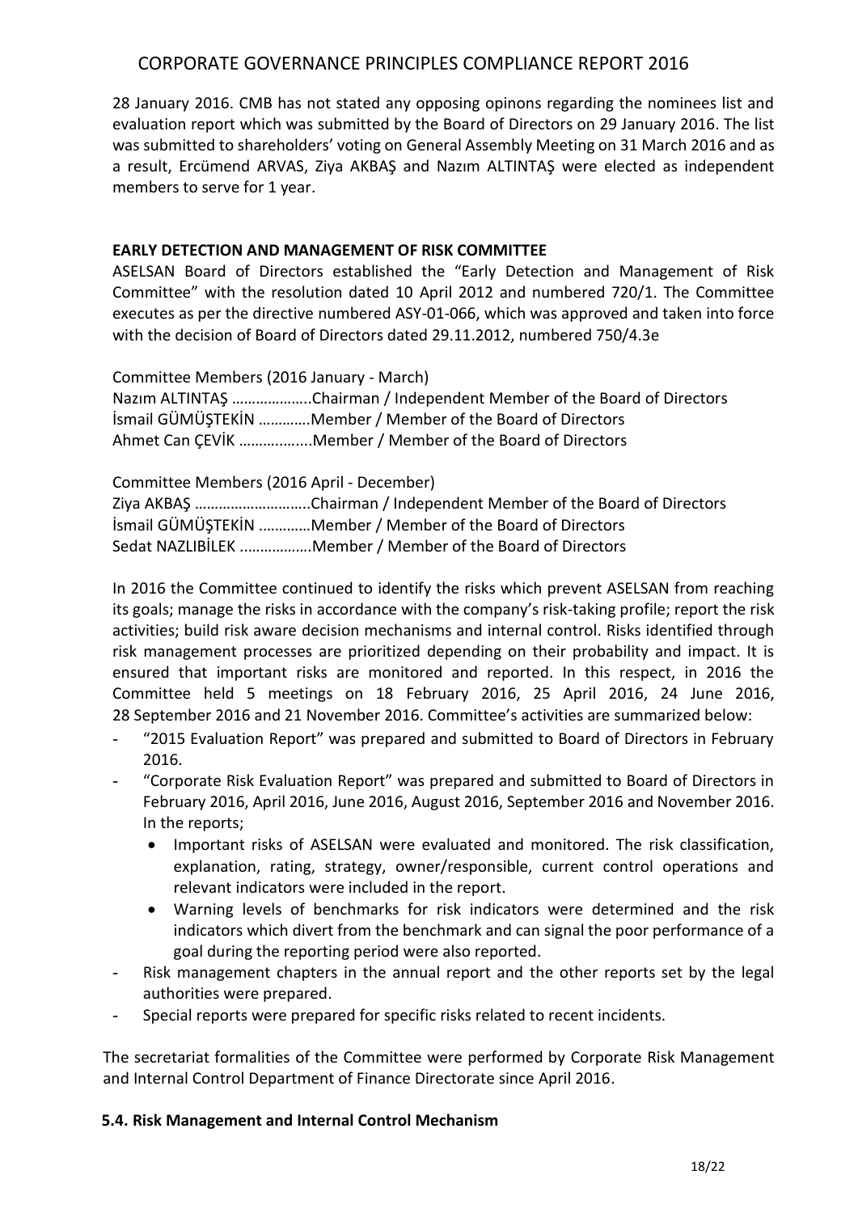28 January 2016. CMB has not stated any opposing opinons regarding the nominees list and evaluation report which was submitted by the Board of Directors on 29 January 2016. The list was submitted to shareholders' voting on General Assembly Meeting on 31 March 2016 and as a result, Ercümend ARVAS, Ziya AKBAŞ and Nazım ALTINTAŞ were elected as independent members to serve for 1 year.

**EARLY DETECTION AND MANAGEMENT OF RISK COMMITTEE**

ASELSAN Board of Directors established the "Early Detection and Management of Risk Committee" with the resolution dated 10 April 2012 and numbered 720/1. The Committee executes as per the directive numbered ASY-01-066, which was approved and taken into force with the decision of Board of Directors dated 29.11.2012, numbered 750/4.3e

Committee Members (2016 January - March)
Nazım ALTINTAŞ ………………..Chairman / Independent Member of the Board of Directors
İsmail GÜMÜŞTEKİN …………Member / Member of the Board of Directors
Ahmet Can ÇEVİK ……….…....Member / Member of the Board of Directors

Committee Members (2016 April - December)
Ziya AKBAŞ ………………………..Chairman / Independent Member of the Board of Directors
İsmail GÜMÜŞTEKİN …………Member / Member of the Board of Directors
Sedat NAZLIBİLEK ..…………….Member / Member of the Board of Directors

In 2016 the Committee continued to identify the risks which prevent ASELSAN from reaching its goals; manage the risks in accordance with the company's risk-taking profile; report the risk activities; build risk aware decision mechanisms and internal control. Risks identified through risk management processes are prioritized depending on their probability and impact. It is ensured that important risks are monitored and reported. In this respect, in 2016 the Committee held 5 meetings on 18 February 2016, 25 April 2016, 24 June 2016, 28 September 2016 and 21 November 2016. Committee's activities are summarized below:

- "2015 Evaluation Report" was prepared and submitted to Board of Directors in February 2016.
- "Corporate Risk Evaluation Report" was prepared and submitted to Board of Directors in February 2016, April 2016, June 2016, August 2016, September 2016 and November 2016. In the reports;
  - Important risks of ASELSAN were evaluated and monitored. The risk classification, explanation, rating, strategy, owner/responsible, current control operations and relevant indicators were included in the report.
  - Warning levels of benchmarks for risk indicators were determined and the risk indicators which divert from the benchmark and can signal the poor performance of a goal during the reporting period were also reported.
- Risk management chapters in the annual report and the other reports set by the legal authorities were prepared.
- Special reports were prepared for specific risks related to recent incidents.

The secretariat formalities of the Committee were performed by Corporate Risk Management and Internal Control Department of Finance Directorate since April 2016.

### 5.4. Risk Management and Internal Control Mechanism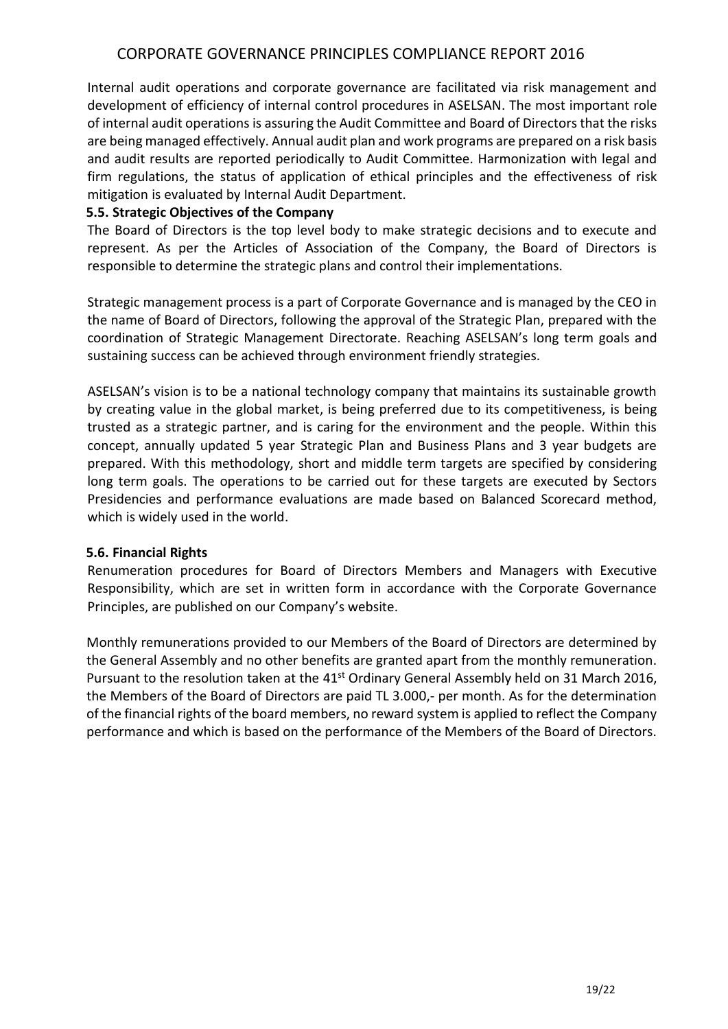Internal audit operations and corporate governance are facilitated via risk management and development of efficiency of internal control procedures in ASELSAN. The most important role of internal audit operations is assuring the Audit Committee and Board of Directors that the risks are being managed effectively. Annual audit plan and work programs are prepared on a risk basis and audit results are reported periodically to Audit Committee. Harmonization with legal and firm regulations, the status of application of ethical principles and the effectiveness of risk mitigation is evaluated by Internal Audit Department.

### 5.5. Strategic Objectives of the Company

The Board of Directors is the top level body to make strategic decisions and to execute and represent. As per the Articles of Association of the Company, the Board of Directors is responsible to determine the strategic plans and control their implementations.

Strategic management process is a part of Corporate Governance and is managed by the CEO in the name of Board of Directors, following the approval of the Strategic Plan, prepared with the coordination of Strategic Management Directorate. Reaching ASELSAN's long term goals and sustaining success can be achieved through environment friendly strategies.

ASELSAN's vision is to be a national technology company that maintains its sustainable growth by creating value in the global market, is being preferred due to its competitiveness, is being trusted as a strategic partner, and is caring for the environment and the people. Within this concept, annually updated 5 year Strategic Plan and Business Plans and 3 year budgets are prepared. With this methodology, short and middle term targets are specified by considering long term goals. The operations to be carried out for these targets are executed by Sectors Presidencies and performance evaluations are made based on Balanced Scorecard method, which is widely used in the world.

### 5.6. Financial Rights

Renumeration procedures for Board of Directors Members and Managers with Executive Responsibility, which are set in written form in accordance with the Corporate Governance Principles, are published on our Company's website.

Monthly remunerations provided to our Members of the Board of Directors are determined by the General Assembly and no other benefits are granted apart from the monthly remuneration. Pursuant to the resolution taken at the 41st Ordinary General Assembly held on 31 March 2016, the Members of the Board of Directors are paid TL 3.000,- per month. As for the determination of the financial rights of the board members, no reward system is applied to reflect the Company performance and which is based on the performance of the Members of the Board of Directors.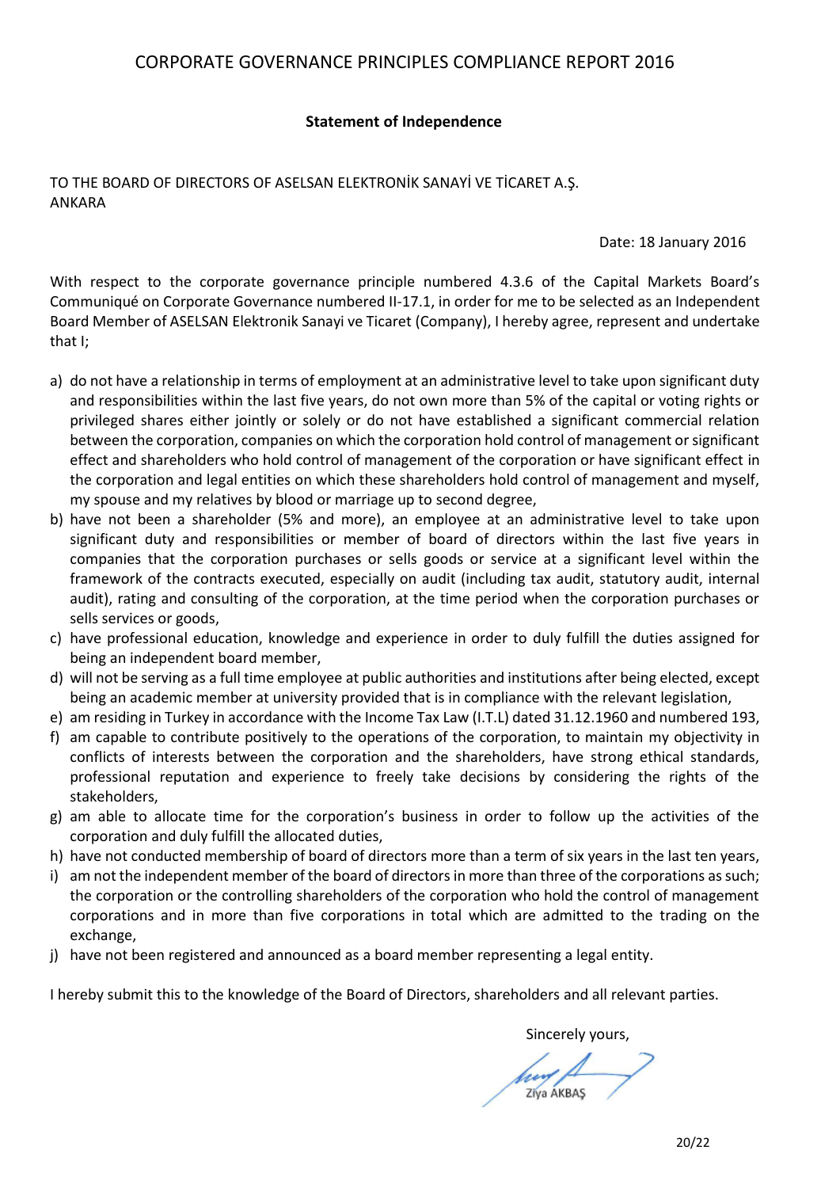# CORPORATE GOVERNANCE PRINCIPLES COMPLIANCE REPORT 2016

## Statement of Independence

TO THE BOARD OF DIRECTORS OF ASELSAN ELEKTRONİK SANAYİ VE TİCARET A.Ş.
ANKARA

Date: 18 January 2016

With respect to the corporate governance principle numbered 4.3.6 of the Capital Markets Board's Communiqué on Corporate Governance numbered II-17.1, in order for me to be selected as an Independent Board Member of ASELSAN Elektronik Sanayi ve Ticaret (Company), I hereby agree, represent and undertake that I;

a) do not have a relationship in terms of employment at an administrative level to take upon significant duty and responsibilities within the last five years, do not own more than 5% of the capital or voting rights or privileged shares either jointly or solely or do not have established a significant commercial relation between the corporation, companies on which the corporation hold control of management or significant effect and shareholders who hold control of management of the corporation or have significant effect in the corporation and legal entities on which these shareholders hold control of management and myself, my spouse and my relatives by blood or marriage up to second degree,
b) have not been a shareholder (5% and more), an employee at an administrative level to take upon significant duty and responsibilities or member of board of directors within the last five years in companies that the corporation purchases or sells goods or service at a significant level within the framework of the contracts executed, especially on audit (including tax audit, statutory audit, internal audit), rating and consulting of the corporation, at the time period when the corporation purchases or sells services or goods,
c) have professional education, knowledge and experience in order to duly fulfill the duties assigned for being an independent board member,
d) will not be serving as a full time employee at public authorities and institutions after being elected, except being an academic member at university provided that is in compliance with the relevant legislation,
e) am residing in Turkey in accordance with the Income Tax Law (I.T.L) dated 31.12.1960 and numbered 193,
f) am capable to contribute positively to the operations of the corporation, to maintain my objectivity in conflicts of interests between the corporation and the shareholders, have strong ethical standards, professional reputation and experience to freely take decisions by considering the rights of the stakeholders,
g) am able to allocate time for the corporation's business in order to follow up the activities of the corporation and duly fulfill the allocated duties,
h) have not conducted membership of board of directors more than a term of six years in the last ten years,
i) am not the independent member of the board of directors in more than three of the corporations as such; the corporation or the controlling shareholders of the corporation who hold the control of management corporations and in more than five corporations in total which are admitted to the trading on the exchange,
j) have not been registered and announced as a board member representing a legal entity.

I hereby submit this to the knowledge of the Board of Directors, shareholders and all relevant parties.

Sincerely yours,

Ziya AKBAŞ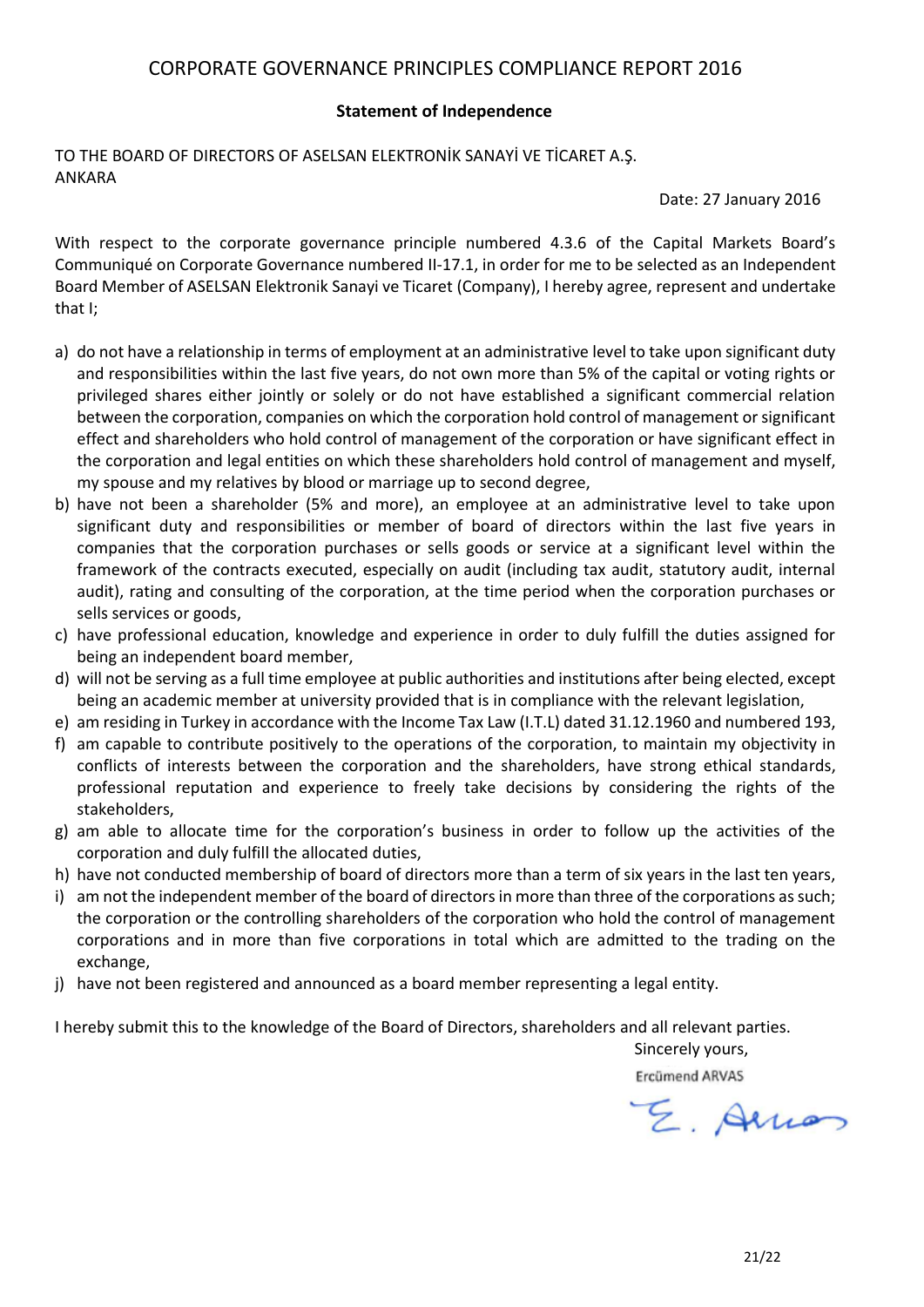# CORPORATE GOVERNANCE PRINCIPLES COMPLIANCE REPORT 2016

## Statement of Independence

TO THE BOARD OF DIRECTORS OF ASELSAN ELEKTRONİK SANAYİ VE TİCARET A.Ş.
ANKARA

Date: 27 January 2016

With respect to the corporate governance principle numbered 4.3.6 of the Capital Markets Board's Communiqué on Corporate Governance numbered II-17.1, in order for me to be selected as an Independent Board Member of ASELSAN Elektronik Sanayi ve Ticaret (Company), I hereby agree, represent and undertake that I;

a) do not have a relationship in terms of employment at an administrative level to take upon significant duty and responsibilities within the last five years, do not own more than 5% of the capital or voting rights or privileged shares either jointly or solely or do not have established a significant commercial relation between the corporation, companies on which the corporation hold control of management or significant effect and shareholders who hold control of management of the corporation or have significant effect in the corporation and legal entities on which these shareholders hold control of management and myself, my spouse and my relatives by blood or marriage up to second degree,
b) have not been a shareholder (5% and more), an employee at an administrative level to take upon significant duty and responsibilities or member of board of directors within the last five years in companies that the corporation purchases or sells goods or service at a significant level within the framework of the contracts executed, especially on audit (including tax audit, statutory audit, internal audit), rating and consulting of the corporation, at the time period when the corporation purchases or sells services or goods,
c) have professional education, knowledge and experience in order to duly fulfill the duties assigned for being an independent board member,
d) will not be serving as a full time employee at public authorities and institutions after being elected, except being an academic member at university provided that is in compliance with the relevant legislation,
e) am residing in Turkey in accordance with the Income Tax Law (I.T.L) dated 31.12.1960 and numbered 193,
f) am capable to contribute positively to the operations of the corporation, to maintain my objectivity in conflicts of interests between the corporation and the shareholders, have strong ethical standards, professional reputation and experience to freely take decisions by considering the rights of the stakeholders,
g) am able to allocate time for the corporation's business in order to follow up the activities of the corporation and duly fulfill the allocated duties,
h) have not conducted membership of board of directors more than a term of six years in the last ten years,
i) am not the independent member of the board of directors in more than three of the corporations as such; the corporation or the controlling shareholders of the corporation who hold the control of management corporations and in more than five corporations in total which are admitted to the trading on the exchange,
j) have not been registered and announced as a board member representing a legal entity.

I hereby submit this to the knowledge of the Board of Directors, shareholders and all relevant parties.

Sincerely yours,

Ercümend ARVAS

E. Arvas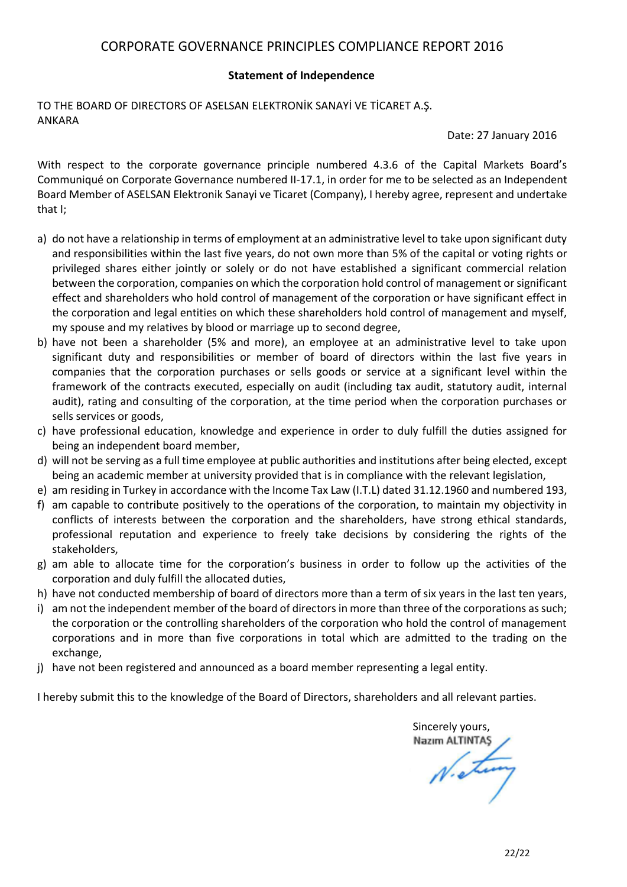# CORPORATE GOVERNANCE PRINCIPLES COMPLIANCE REPORT 2016

**Statement of Independence**

TO THE BOARD OF DIRECTORS OF ASELSAN ELEKTRONİK SANAYİ VE TİCARET A.Ş.
ANKARA

Date: 27 January 2016

With respect to the corporate governance principle numbered 4.3.6 of the Capital Markets Board's Communiqué on Corporate Governance numbered II-17.1, in order for me to be selected as an Independent Board Member of ASELSAN Elektronik Sanayi ve Ticaret (Company), I hereby agree, represent and undertake that I;

a) do not have a relationship in terms of employment at an administrative level to take upon significant duty and responsibilities within the last five years, do not own more than 5% of the capital or voting rights or privileged shares either jointly or solely or do not have established a significant commercial relation between the corporation, companies on which the corporation hold control of management or significant effect and shareholders who hold control of management of the corporation or have significant effect in the corporation and legal entities on which these shareholders hold control of management and myself, my spouse and my relatives by blood or marriage up to second degree,
b) have not been a shareholder (5% and more), an employee at an administrative level to take upon significant duty and responsibilities or member of board of directors within the last five years in companies that the corporation purchases or sells goods or service at a significant level within the framework of the contracts executed, especially on audit (including tax audit, statutory audit, internal audit), rating and consulting of the corporation, at the time period when the corporation purchases or sells services or goods,
c) have professional education, knowledge and experience in order to duly fulfill the duties assigned for being an independent board member,
d) will not be serving as a full time employee at public authorities and institutions after being elected, except being an academic member at university provided that is in compliance with the relevant legislation,
e) am residing in Turkey in accordance with the Income Tax Law (I.T.L) dated 31.12.1960 and numbered 193,
f) am capable to contribute positively to the operations of the corporation, to maintain my objectivity in conflicts of interests between the corporation and the shareholders, have strong ethical standards, professional reputation and experience to freely take decisions by considering the rights of the stakeholders,
g) am able to allocate time for the corporation's business in order to follow up the activities of the corporation and duly fulfill the allocated duties,
h) have not conducted membership of board of directors more than a term of six years in the last ten years,
i) am not the independent member of the board of directors in more than three of the corporations as such; the corporation or the controlling shareholders of the corporation who hold the control of management corporations and in more than five corporations in total which are admitted to the trading on the exchange,
j) have not been registered and announced as a board member representing a legal entity.

I hereby submit this to the knowledge of the Board of Directors, shareholders and all relevant parties.

Sincerely yours,
Nazım ALTINTAŞ